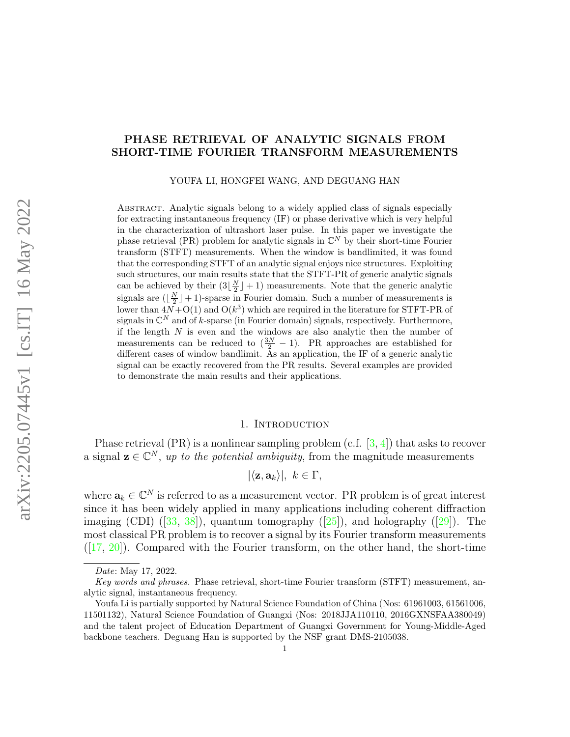# PHASE RETRIEVAL OF ANALYTIC SIGNALS FROM SHORT-TIME FOURIER TRANSFORM MEASUREMENTS

YOUFA LI, HONGFEI WANG, AND DEGUANG HAN

Abstract. Analytic signals belong to a widely applied class of signals especially for extracting instantaneous frequency (IF) or phase derivative which is very helpful in the characterization of ultrashort laser pulse. In this paper we investigate the phase retrieval (PR) problem for analytic signals in $\mathbb{C}^N$ by their short-time Fourier transform (STFT) measurements. When the window is bandlimited, it was found that the corresponding STFT of an analytic signal enjoys nice structures. Exploiting such structures, our main results state that the STFT-PR of generic analytic signals can be achieved by their $(3\lfloor \frac{N}{2} \rfloor + 1)$ measurements. Note that the generic analytic signals are $(\lfloor \frac{N}{2} \rfloor + 1)$-sparse in Fourier domain. Such a number of measurements is lower than $4N + \mathrm{O}(1)$ and $\mathrm{O}(k^3)$ which are required in the literature for STFT-PR of signals in $\mathbb{C}^N$ and of $k$-sparse (in Fourier domain) signals, respectively. Furthermore, if the length $N$ is even and the windows are also analytic then the number of measurements can be reduced to $(\frac{3N}{2} - 1)$. PR approaches are established for different cases of window bandlimit. As an application, the IF of a generic analytic signal can be exactly recovered from the PR results. Several examples are provided to demonstrate the main results and their applications.

## 1. Introduction

Phase retrieval (PR) is a nonlinear sampling problem (c.f. [3, 4]) that asks to recover a signal $\mathbf{z} \in \mathbb{C}^N$, *up to the potential ambiguity*, from the magnitude measurements

$$|\langle \mathbf{z}, \mathbf{a}_k \rangle|, \ k \in \Gamma,$$

where $\mathbf{a}_k \in \mathbb{C}^N$ is referred to as a measurement vector. PR problem is of great interest since it has been widely applied in many applications including coherent diffraction imaging (CDI) ([33, 38]), quantum tomography ([25]), and holography ([29]). The most classical PR problem is to recover a signal by its Fourier transform measurements ([17, 20]). Compared with the Fourier transform, on the other hand, the short-time

*Date*: May 17, 2022.

*Key words and phrases.* Phase retrieval, short-time Fourier transform (STFT) measurement, analytic signal, instantaneous frequency.

Youfa Li is partially supported by Natural Science Foundation of China (Nos: 61961003, 61561006, 11501132), Natural Science Foundation of Guangxi (Nos: 2018JJA110110, 2016GXNSFAA380049) and the talent project of Education Department of Guangxi Government for Young-Middle-Aged backbone teachers. Deguang Han is supported by the NSF grant DMS-2105038.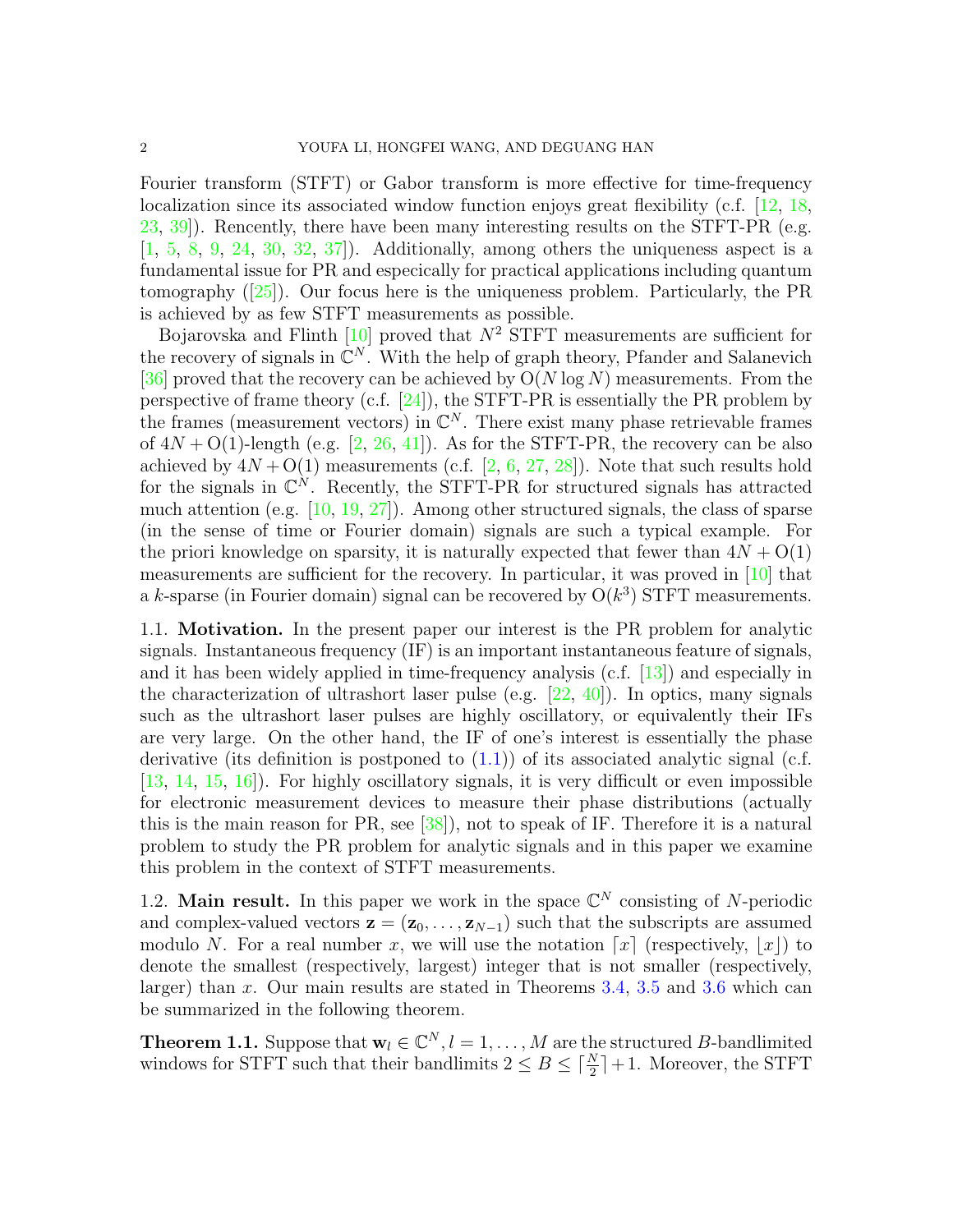Fourier transform (STFT) or Gabor transform is more effective for time-frequency localization since its associated window function enjoys great flexibility (c.f. [12, 18, 23, 39]). Rencently, there have been many interesting results on the STFT-PR (e.g. [1, 5, 8, 9, 24, 30, 32, 37]). Additionally, among others the uniqueness aspect is a fundamental issue for PR and especically for practical applications including quantum tomography ([25]). Our focus here is the uniqueness problem. Particularly, the PR is achieved by as few STFT measurements as possible.

Bojarovska and Flinth [10] proved that $N^2$ STFT measurements are sufficient for the recovery of signals in $\mathbb{C}^N$. With the help of graph theory, Pfander and Salanevich [36] proved that the recovery can be achieved by $\mathrm{O}(N \log N)$ measurements. From the perspective of frame theory (c.f. [24]), the STFT-PR is essentially the PR problem by the frames (measurement vectors) in $\mathbb{C}^N$. There exist many phase retrievable frames of $4N + \mathrm{O}(1)$-length (e.g. [2, 26, 41]). As for the STFT-PR, the recovery can be also achieved by $4N + \mathrm{O}(1)$ measurements (c.f. [2, 6, 27, 28]). Note that such results hold for the signals in $\mathbb{C}^N$. Recently, the STFT-PR for structured signals has attracted much attention (e.g. [10, 19, 27]). Among other structured signals, the class of sparse (in the sense of time or Fourier domain) signals are such a typical example. For the priori knowledge on sparsity, it is naturally expected that fewer than $4N + \mathrm{O}(1)$ measurements are sufficient for the recovery. In particular, it was proved in [10] that a $k$-sparse (in Fourier domain) signal can be recovered by $\mathrm{O}(k^3)$ STFT measurements.

1.1. **Motivation.** In the present paper our interest is the PR problem for analytic signals. Instantaneous frequency (IF) is an important instantaneous feature of signals, and it has been widely applied in time-frequency analysis (c.f. [13]) and especially in the characterization of ultrashort laser pulse (e.g. [22, 40]). In optics, many signals such as the ultrashort laser pulses are highly oscillatory, or equivalently their IFs are very large. On the other hand, the IF of one's interest is essentially the phase derivative (its definition is postponed to (1.1)) of its associated analytic signal (c.f. [13, 14, 15, 16]). For highly oscillatory signals, it is very difficult or even impossible for electronic measurement devices to measure their phase distributions (actually this is the main reason for PR, see [38]), not to speak of IF. Therefore it is a natural problem to study the PR problem for analytic signals and in this paper we examine this problem in the context of STFT measurements.

1.2. **Main result.** In this paper we work in the space $\mathbb{C}^N$ consisting of $N$-periodic and complex-valued vectors $\mathbf{z} = (\mathbf{z}_0, \ldots, \mathbf{z}_{N-1})$ such that the subscripts are assumed modulo $N$. For a real number $x$, we will use the notation $\lceil x \rceil$ (respectively, $\lfloor x \rfloor$) to denote the smallest (respectively, largest) integer that is not smaller (respectively, larger) than $x$. Our main results are stated in Theorems 3.4, 3.5 and 3.6 which can be summarized in the following theorem.

**Theorem 1.1.** Suppose that $\mathbf{w}_l \in \mathbb{C}^N, l = 1, \ldots, M$ are the structured $B$-bandlimited windows for STFT such that their bandlimits $2 \leq B \leq \lceil \frac{N}{2} \rceil + 1$. Moreover, the STFT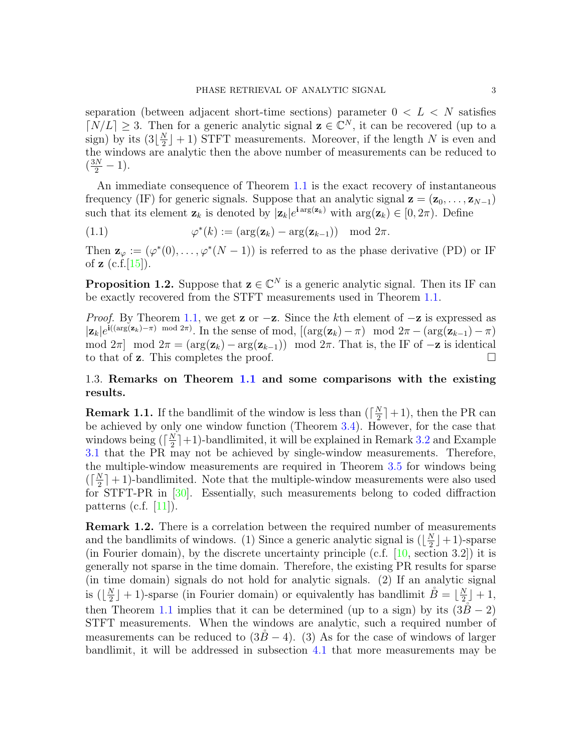separation (between adjacent short-time sections) parameter $0 < L < N$ satisfies $\lceil N/L \rceil \geq 3$. Then for a generic analytic signal $\mathbf{z} \in \mathbb{C}^N$, it can be recovered (up to a sign) by its $(3\lfloor \frac{N}{2} \rfloor + 1)$ STFT measurements. Moreover, if the length $N$ is even and the windows are analytic then the above number of measurements can be reduced to $(\frac{3N}{2} - 1)$.

An immediate consequence of Theorem 1.1 is the exact recovery of instantaneous frequency (IF) for generic signals. Suppose that an analytic signal $\mathbf{z} = (\mathbf{z}_0, \ldots, \mathbf{z}_{N-1})$ such that its element $\mathbf{z}_k$ is denoted by $|\mathbf{z}_k| e^{\mathbf{i} \arg(\mathbf{z}_k)}$ with $\arg(\mathbf{z}_k) \in [0, 2\pi)$. Define

$$\varphi^*(k) := (\arg(\mathbf{z}_k) - \arg(\mathbf{z}_{k-1})) \mod 2\pi. \tag{1.1}$$

Then $\mathbf{z}_\varphi := (\varphi^*(0), \ldots, \varphi^*(N-1))$ is referred to as the phase derivative (PD) or IF of $\mathbf{z}$ (c.f.[15]).

**Proposition 1.2.** Suppose that $\mathbf{z} \in \mathbb{C}^N$ is a generic analytic signal. Then its IF can be exactly recovered from the STFT measurements used in Theorem 1.1.

*Proof.* By Theorem 1.1, we get $\mathbf{z}$ or $-\mathbf{z}$. Since the $k$th element of $-\mathbf{z}$ is expressed as $|\mathbf{z}_k| e^{\mathbf{i}((\arg(\mathbf{z}_k) - \pi) \mod 2\pi)}$. In the sense of mod, $[(\arg(\mathbf{z}_k) - \pi) \mod 2\pi - (\arg(\mathbf{z}_{k-1}) - \pi) \mod 2\pi] \mod 2\pi = (\arg(\mathbf{z}_k) - \arg(\mathbf{z}_{k-1})) \mod 2\pi$. That is, the IF of $-\mathbf{z}$ is identical to that of $\mathbf{z}$. This completes the proof. □

### 1.3. Remarks on Theorem 1.1 and some comparisons with the existing results.

**Remark 1.1.** If the bandlimit of the window is less than $(\lceil \frac{N}{2} \rceil + 1)$, then the PR can be achieved by only one window function (Theorem 3.4). However, for the case that windows being $(\lceil \frac{N}{2} \rceil + 1)$-bandlimited, it will be explained in Remark 3.2 and Example 3.1 that the PR may not be achieved by single-window measurements. Therefore, the multiple-window measurements are required in Theorem 3.5 for windows being $(\lceil \frac{N}{2} \rceil + 1)$-bandlimited. Note that the multiple-window measurements were also used for STFT-PR in [30]. Essentially, such measurements belong to coded diffraction patterns (c.f. [11]).

**Remark 1.2.** There is a correlation between the required number of measurements and the bandlimits of windows. (1) Since a generic analytic signal is $(\lfloor \frac{N}{2} \rfloor + 1)$-sparse (in Fourier domain), by the discrete uncertainty principle (c.f. [10, section 3.2]) it is generally not sparse in the time domain. Therefore, the existing PR results for sparse (in time domain) signals do not hold for analytic signals. (2) If an analytic signal is $(\lfloor \frac{N}{2} \rfloor + 1)$-sparse (in Fourier domain) or equivalently has bandlimit $\mathring{B} = \lfloor \frac{N}{2} \rfloor + 1$, then Theorem 1.1 implies that it can be determined (up to a sign) by its $(3\mathring{B} - 2)$ STFT measurements. When the windows are analytic, such a required number of measurements can be reduced to $(3\mathring{B} - 4)$. (3) As for the case of windows of larger bandlimit, it will be addressed in subsection 4.1 that more measurements may be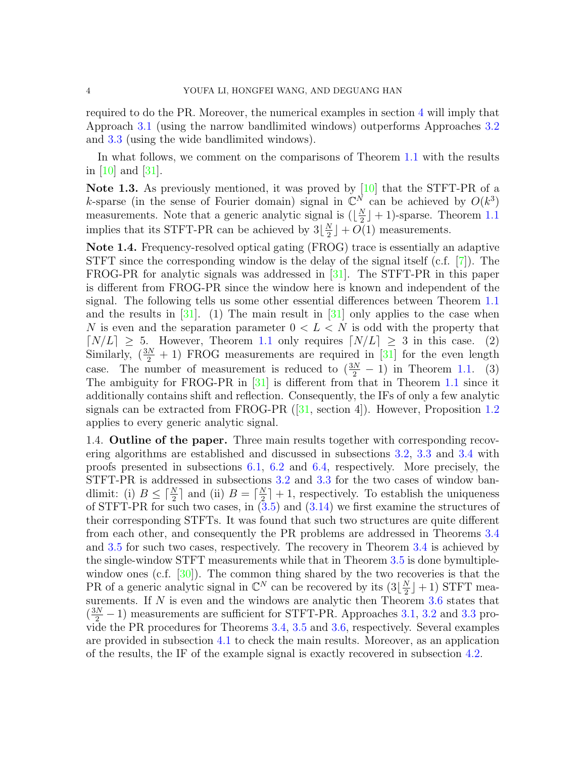required to do the PR. Moreover, the numerical examples in section 4 will imply that Approach 3.1 (using the narrow bandlimited windows) outperforms Approaches 3.2 and 3.3 (using the wide bandlimited windows).

In what follows, we comment on the comparisons of Theorem 1.1 with the results in [10] and [31].

**Note 1.3.** As previously mentioned, it was proved by [10] that the STFT-PR of a $k$-sparse (in the sense of Fourier domain) signal in $\mathbb{C}^N$ can be achieved by $O(k^3)$ measurements. Note that a generic analytic signal is $(\lfloor \frac{N}{2} \rfloor + 1)$-sparse. Theorem 1.1 implies that its STFT-PR can be achieved by $3\lfloor \frac{N}{2} \rfloor + O(1)$ measurements.

**Note 1.4.** Frequency-resolved optical gating (FROG) trace is essentially an adaptive STFT since the corresponding window is the delay of the signal itself (c.f. [7]). The FROG-PR for analytic signals was addressed in [31]. The STFT-PR in this paper is different from FROG-PR since the window here is known and independent of the signal. The following tells us some other essential differences between Theorem 1.1 and the results in [31]. (1) The main result in [31] only applies to the case when $N$ is even and the separation parameter $0 < L < N$ is odd with the property that $\lceil N/L \rceil \geq 5$. However, Theorem 1.1 only requires $\lceil N/L \rceil \geq 3$ in this case. (2) Similarly, $(\frac{3N}{2} + 1)$ FROG measurements are required in [31] for the even length case. The number of measurement is reduced to $(\frac{3N}{2} - 1)$ in Theorem 1.1. (3) The ambiguity for FROG-PR in [31] is different from that in Theorem 1.1 since it additionally contains shift and reflection. Consequently, the IFs of only a few analytic signals can be extracted from FROG-PR ([31, section 4]). However, Proposition 1.2 applies to every generic analytic signal.

1.4. **Outline of the paper.** Three main results together with corresponding recovering algorithms are established and discussed in subsections 3.2, 3.3 and 3.4 with proofs presented in subsections 6.1, 6.2 and 6.4, respectively. More precisely, the STFT-PR is addressed in subsections 3.2 and 3.3 for the two cases of window bandlimit: (i) $B \leq \lceil \frac{N}{2} \rceil$ and (ii) $B = \lceil \frac{N}{2} \rceil + 1$, respectively. To establish the uniqueness of STFT-PR for such two cases, in (3.5) and (3.14) we first examine the structures of their corresponding STFTs. It was found that such two structures are quite different from each other, and consequently the PR problems are addressed in Theorems 3.4 and 3.5 for such two cases, respectively. The recovery in Theorem 3.4 is achieved by the single-window STFT measurements while that in Theorem 3.5 is done bymultiple-window ones (c.f. [30]). The common thing shared by the two recoveries is that the PR of a generic analytic signal in $\mathbb{C}^N$ can be recovered by its $(3\lfloor \frac{N}{2} \rfloor + 1)$ STFT measurements. If $N$ is even and the windows are analytic then Theorem 3.6 states that $(\frac{3N}{2} - 1)$ measurements are sufficient for STFT-PR. Approaches 3.1, 3.2 and 3.3 provide the PR procedures for Theorems 3.4, 3.5 and 3.6, respectively. Several examples are provided in subsection 4.1 to check the main results. Moreover, as an application of the results, the IF of the example signal is exactly recovered in subsection 4.2.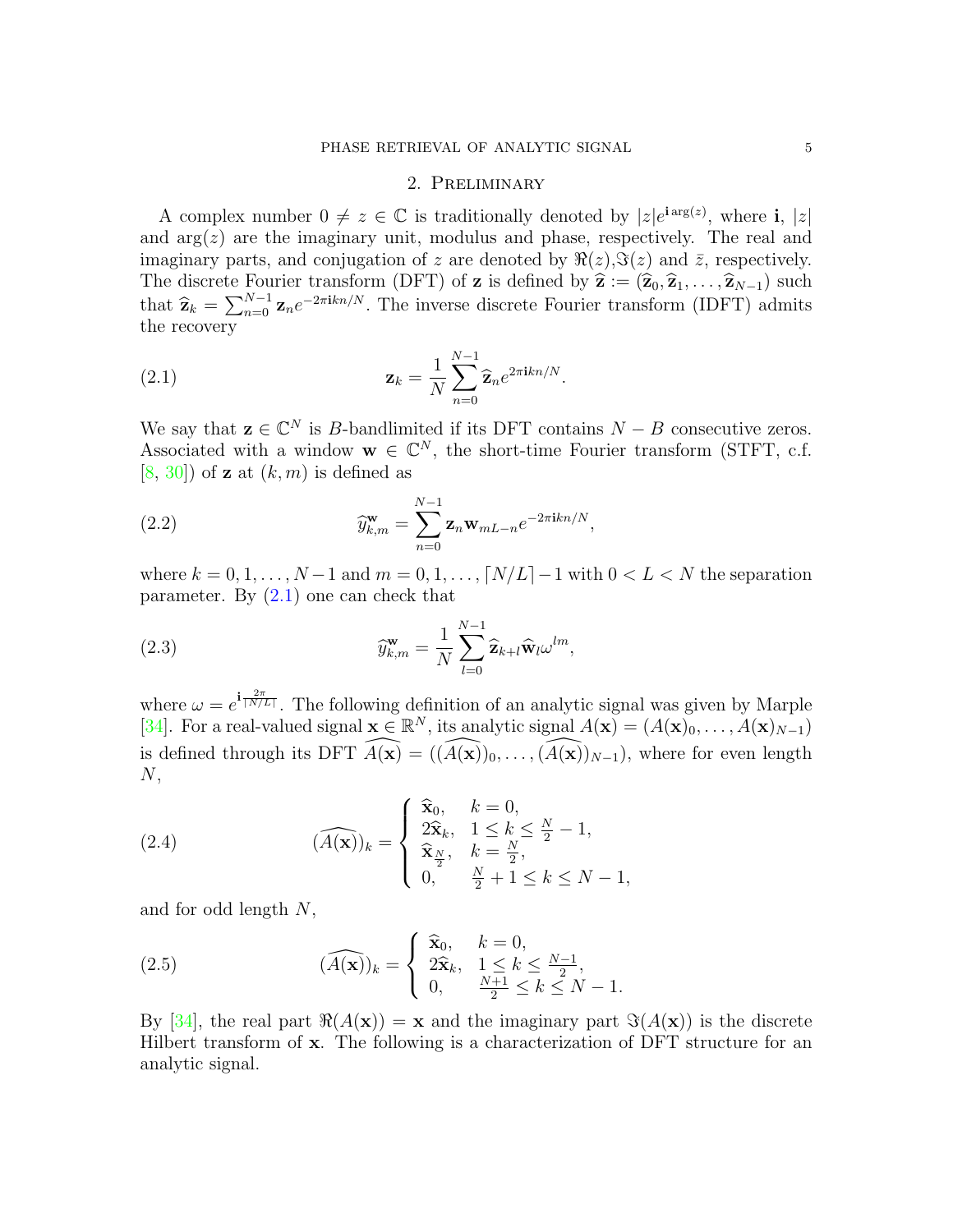## 2. Preliminary

A complex number $0 \neq z \in \mathbb{C}$ is traditionally denoted by $|z|e^{\mathbf{i}\arg(z)}$, where $\mathbf{i}$, $|z|$ and $\arg(z)$ are the imaginary unit, modulus and phase, respectively. The real and imaginary parts, and conjugation of $z$ are denoted by $\Re(z), \Im(z)$ and $\bar{z}$, respectively. The discrete Fourier transform (DFT) of $\mathbf{z}$ is defined by $\widehat{\mathbf{z}} := (\widehat{\mathbf{z}}_0, \widehat{\mathbf{z}}_1, \ldots, \widehat{\mathbf{z}}_{N-1})$ such that $\widehat{\mathbf{z}}_k = \sum_{n=0}^{N-1} \mathbf{z}_n e^{-2\pi \mathbf{i} kn/N}$. The inverse discrete Fourier transform (IDFT) admits the recovery

$$\mathbf{z}_k = \frac{1}{N} \sum_{n=0}^{N-1} \widehat{\mathbf{z}}_n e^{2\pi \mathbf{i} kn/N}. \tag{2.1}$$

We say that $\mathbf{z} \in \mathbb{C}^N$ is $B$-bandlimited if its DFT contains $N-B$ consecutive zeros. Associated with a window $\mathbf{w} \in \mathbb{C}^N$, the short-time Fourier transform (STFT, c.f. [8, 30]) of $\mathbf{z}$ at $(k,m)$ is defined as

$$\widehat{y}^{\mathbf{w}}_{k,m} = \sum_{n=0}^{N-1} \mathbf{z}_n \mathbf{w}_{mL-n} e^{-2\pi \mathbf{i} kn/N}, \tag{2.2}$$

where $k = 0, 1, \ldots, N-1$ and $m = 0, 1, \ldots, \lceil N/L \rceil - 1$ with $0 < L < N$ the separation parameter. By (2.1) one can check that

$$\widehat{y}^{\mathbf{w}}_{k,m} = \frac{1}{N} \sum_{l=0}^{N-1} \widehat{\mathbf{z}}_{k+l} \widehat{\mathbf{w}}_l \omega^{lm}, \tag{2.3}$$

where $\omega = e^{\mathbf{i}\frac{2\pi}{\lceil N/L \rceil}}$. The following definition of an analytic signal was given by Marple [34]. For a real-valued signal $\mathbf{x} \in \mathbb{R}^N$, its analytic signal $A(\mathbf{x}) = (A(\mathbf{x})_0, \ldots, A(\mathbf{x})_{N-1})$ is defined through its DFT $\widehat{A(\mathbf{x})} = ((\widehat{A(\mathbf{x})})_0, \ldots, (\widehat{A(\mathbf{x})})_{N-1})$, where for even length $N$,

$$(\widehat{A(\mathbf{x})})_k = \begin{cases} \widehat{\mathbf{x}}_0, & k = 0, \\ 2\widehat{\mathbf{x}}_k, & 1 \leq k \leq \frac{N}{2} - 1, \\ \widehat{\mathbf{x}}_{\frac{N}{2}}, & k = \frac{N}{2}, \\ 0, & \frac{N}{2} + 1 \leq k \leq N-1, \end{cases} \tag{2.4}$$

and for odd length $N$,

$$(\widehat{A(\mathbf{x})})_k = \begin{cases} \widehat{\mathbf{x}}_0, & k = 0, \\ 2\widehat{\mathbf{x}}_k, & 1 \leq k \leq \frac{N-1}{2}, \\ 0, & \frac{N+1}{2} \leq k \leq N-1. \end{cases} \tag{2.5}$$

By [34], the real part $\Re(A(\mathbf{x})) = \mathbf{x}$ and the imaginary part $\Im(A(\mathbf{x}))$ is the discrete Hilbert transform of $\mathbf{x}$. The following is a characterization of DFT structure for an analytic signal.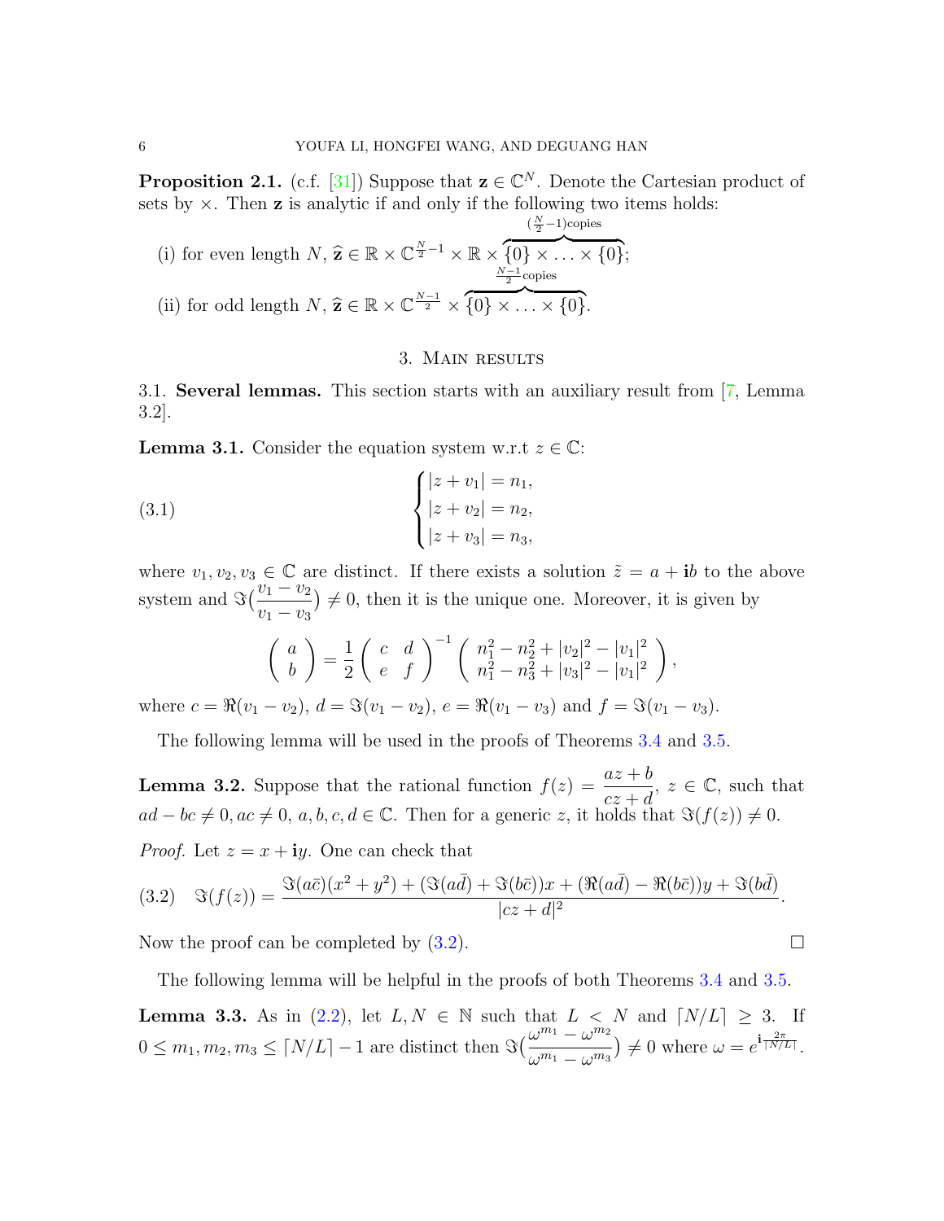**Proposition 2.1.** (c.f. [31]) Suppose that $\mathbf{z} \in \mathbb{C}^N$. Denote the Cartesian product of sets by $\times$. Then $\mathbf{z}$ is analytic if and only if the following two items holds:

(i) for even length $N$, $\widehat{\mathbf{z}} \in \mathbb{R} \times \mathbb{C}^{\frac{N}{2}-1} \times \mathbb{R} \times \overbrace{\{0\} \times \ldots \times \{0\}}^{(\frac{N}{2}-1)\text{copies}}$;

(ii) for odd length $N$, $\widehat{\mathbf{z}} \in \mathbb{R} \times \mathbb{C}^{\frac{N-1}{2}} \times \overbrace{\{0\} \times \ldots \times \{0\}}^{\frac{N-1}{2}\text{copies}}$.

## 3. Main results

### 3.1. Several lemmas.

This section starts with an auxiliary result from [7, Lemma 3.2].

**Lemma 3.1.** Consider the equation system w.r.t $z \in \mathbb{C}$:

$$
\begin{cases} |z + v_1| = n_1, \\ |z + v_2| = n_2, \\ |z + v_3| = n_3, \end{cases} \tag{3.1}
$$

where $v_1, v_2, v_3 \in \mathbb{C}$ are distinct. If there exists a solution $\tilde{z} = a + \mathbf{i}b$ to the above system and $\Im(\frac{v_1 - v_2}{v_1 - v_3}) \neq 0$, then it is the unique one. Moreover, it is given by

$$
\begin{pmatrix} a \\ b \end{pmatrix} = \frac{1}{2} \begin{pmatrix} c & d \\ e & f \end{pmatrix}^{-1} \begin{pmatrix} n_1^2 - n_2^2 + |v_2|^2 - |v_1|^2 \\ n_1^2 - n_3^2 + |v_3|^2 - |v_1|^2 \end{pmatrix},
$$

where $c = \Re(v_1 - v_2)$, $d = \Im(v_1 - v_2)$, $e = \Re(v_1 - v_3)$ and $f = \Im(v_1 - v_3)$.

The following lemma will be used in the proofs of Theorems 3.4 and 3.5.

**Lemma 3.2.** Suppose that the rational function $f(z) = \dfrac{az + b}{cz + d}$, $z \in \mathbb{C}$, such that $ad - bc \neq 0, ac \neq 0$, $a, b, c, d \in \mathbb{C}$. Then for a generic $z$, it holds that $\Im(f(z)) \neq 0$.

*Proof.* Let $z = x + \mathbf{i}y$. One can check that

$$
\Im(f(z)) = \frac{\Im(a\bar{c})(x^2 + y^2) + (\Im(a\bar{d}) + \Im(b\bar{c}))x + (\Re(a\bar{d}) - \Re(b\bar{c}))y + \Im(b\bar{d})}{|cz + d|^2}. \tag{3.2}
$$

Now the proof can be completed by (3.2). $\square$

The following lemma will be helpful in the proofs of both Theorems 3.4 and 3.5.

**Lemma 3.3.** As in (2.2), let $L, N \in \mathbb{N}$ such that $L < N$ and $\lceil N/L \rceil \geq 3$. If $0 \leq m_1, m_2, m_3 \leq \lceil N/L \rceil - 1$ are distinct then $\Im(\frac{\omega^{m_1} - \omega^{m_2}}{\omega^{m_1} - \omega^{m_3}}) \neq 0$ where $\omega = e^{\mathbf{i}\frac{2\pi}{\lceil N/L \rceil}}$.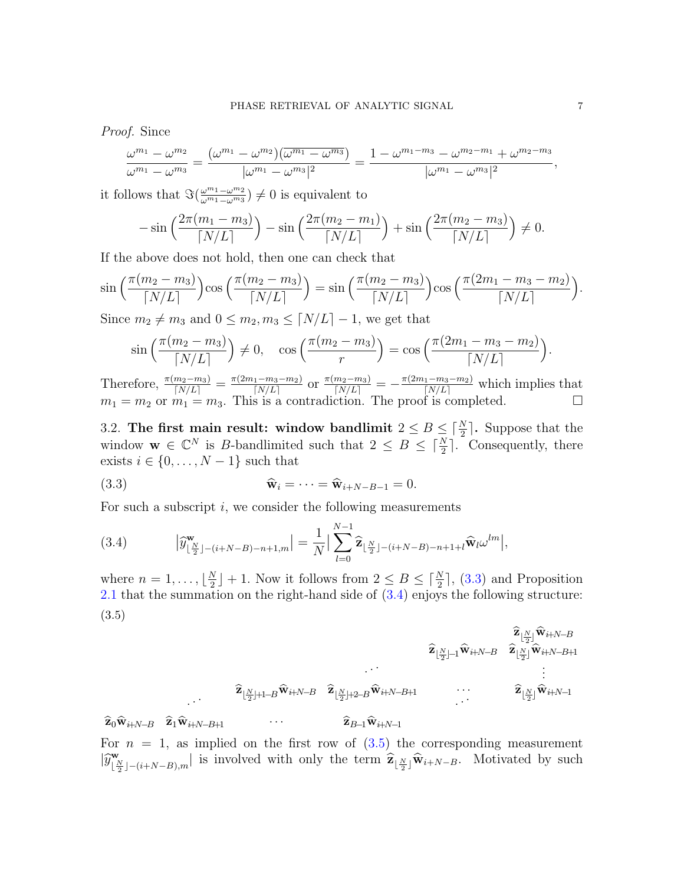*Proof.* Since

$$\frac{\omega^{m_1}-\omega^{m_2}}{\omega^{m_1}-\omega^{m_3}} = \frac{(\omega^{m_1}-\omega^{m_2})\overline{(\omega^{m_1}-\omega^{m_3})}}{|\omega^{m_1}-\omega^{m_3}|^2} = \frac{1-\omega^{m_1-m_3}-\omega^{m_2-m_1}+\omega^{m_2-m_3}}{|\omega^{m_1}-\omega^{m_3}|^2},$$

it follows that $\Im(\frac{\omega^{m_1}-\omega^{m_2}}{\omega^{m_1}-\omega^{m_3}}) \neq 0$ is equivalent to

$$-\sin\Big(\frac{2\pi(m_1-m_3)}{\lceil N/L\rceil}\Big) - \sin\Big(\frac{2\pi(m_2-m_1)}{\lceil N/L\rceil}\Big) + \sin\Big(\frac{2\pi(m_2-m_3)}{\lceil N/L\rceil}\Big) \neq 0.$$

If the above does not hold, then one can check that

$$\sin\Big(\frac{\pi(m_2-m_3)}{\lceil N/L\rceil}\Big)\cos\Big(\frac{\pi(m_2-m_3)}{\lceil N/L\rceil}\Big) = \sin\Big(\frac{\pi(m_2-m_3)}{\lceil N/L\rceil}\Big)\cos\Big(\frac{\pi(2m_1-m_3-m_2)}{\lceil N/L\rceil}\Big).$$

Since $m_2 \neq m_3$ and $0 \le m_2, m_3 \le \lceil N/L\rceil - 1$, we get that

$$\sin\Big(\frac{\pi(m_2-m_3)}{\lceil N/L\rceil}\Big) \neq 0, \quad \cos\Big(\frac{\pi(m_2-m_3)}{r}\Big) = \cos\Big(\frac{\pi(2m_1-m_3-m_2)}{\lceil N/L\rceil}\Big).$$

Therefore, $\frac{\pi(m_2-m_3)}{\lceil N/L\rceil} = \frac{\pi(2m_1-m_3-m_2)}{\lceil N/L\rceil}$ or $\frac{\pi(m_2-m_3)}{\lceil N/L\rceil} = -\frac{\pi(2m_1-m_3-m_2)}{\lceil N/L\rceil}$ which implies that $m_1 = m_2$ or $m_1 = m_3$. This is a contradiction. The proof is completed. $\square$

3.2. **The first main result: window bandlimit $2 \le B \le \lceil \frac{N}{2}\rceil$.** Suppose that the window $\mathbf{w} \in \mathbb{C}^N$ is $B$-bandlimited such that $2 \le B \le \lceil \frac{N}{2}\rceil$. Consequently, there exists $i \in \{0, \dots, N-1\}$ such that

$$\widehat{\mathbf{w}}_i = \cdots = \widehat{\mathbf{w}}_{i+N-B-1} = 0. \tag{3.3}$$

For such a subscript $i$, we consider the following measurements

$$\big|\widehat{y}^{\mathbf{w}}_{\lfloor \frac{N}{2}\rfloor-(i+N-B)-n+1,m}\big| = \frac{1}{N}\Big|\sum_{l=0}^{N-1}\widehat{\mathbf{z}}_{\lfloor \frac{N}{2}\rfloor-(i+N-B)-n+1+l}\widehat{\mathbf{w}}_l\omega^{lm}\Big|, \tag{3.4}$$

where $n = 1, \dots, \lfloor \frac{N}{2}\rfloor + 1$. Now it follows from $2 \le B \le \lceil \frac{N}{2}\rceil$, (3.3) and Proposition 2.1 that the summation on the right-hand side of (3.4) enjoys the following structure:

(3.5)

$$\begin{array}{ccccc}
 & & & & \widehat{\mathbf{z}}_{\lfloor\frac{N}{2}\rfloor}\widehat{\mathbf{w}}_{i+N-B} \\
 & & & \widehat{\mathbf{z}}_{\lfloor\frac{N}{2}\rfloor-1}\widehat{\mathbf{w}}_{i+N-B} & \widehat{\mathbf{z}}_{\lfloor\frac{N}{2}\rfloor}\widehat{\mathbf{w}}_{i+N-B+1} \\
 & & \iddots & & \vdots \\
 & \widehat{\mathbf{z}}_{\lfloor\frac{N}{2}\rfloor+1-B}\widehat{\mathbf{w}}_{i+N-B} & \widehat{\mathbf{z}}_{\lfloor\frac{N}{2}\rfloor+2-B}\widehat{\mathbf{w}}_{i+N-B+1} & \cdots & \widehat{\mathbf{z}}_{\lfloor\frac{N}{2}\rfloor}\widehat{\mathbf{w}}_{i+N-1} \\
\iddots & & & \iddots & \\
\widehat{\mathbf{z}}_0\widehat{\mathbf{w}}_{i+N-B} \quad \widehat{\mathbf{z}}_1\widehat{\mathbf{w}}_{i+N-B+1} & \cdots & \widehat{\mathbf{z}}_{B-1}\widehat{\mathbf{w}}_{i+N-1} & &
\end{array}$$

For $n = 1$, as implied on the first row of (3.5) the corresponding measurement $|\widehat{y}^{\mathbf{w}}_{\lfloor \frac{N}{2}\rfloor-(i+N-B),m}|$ is involved with only the term $\widehat{\mathbf{z}}_{\lfloor \frac{N}{2}\rfloor}\widehat{\mathbf{w}}_{i+N-B}$. Motivated by such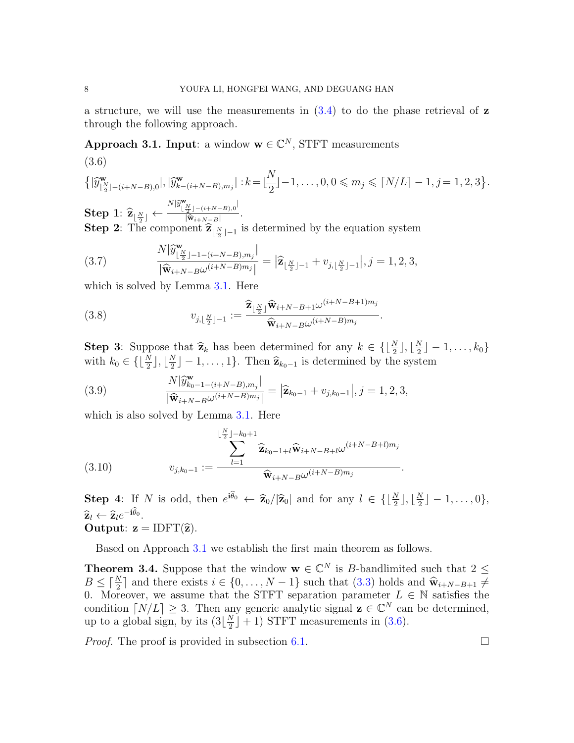a structure, we will use the measurements in (3.4) to do the phase retrieval of $\mathbf{z}$ through the following approach.

**Approach 3.1. Input**: a window $\mathbf{w} \in \mathbb{C}^N$, STFT measurements

(3.6)

$$\big\{|\widehat{y}^{\mathbf{w}}_{\lfloor\frac{N}{2}\rfloor-(i+N-B),0}|, |\widehat{y}^{\mathbf{w}}_{k-(i+N-B),m_j}| : k = \lfloor\frac{N}{2}\rfloor-1,\ldots,0, 0 \leqslant m_j \leqslant \lceil N/L\rceil - 1, j = 1,2,3\big\}.$$

**Step 1**: $\widehat{\mathbf{z}}_{\lfloor\frac{N}{2}\rfloor} \leftarrow \frac{N|\widehat{y}^{\mathbf{w}}_{\lfloor\frac{N}{2}\rfloor-(i+N-B),0}|}{|\widehat{\mathbf{w}}_{i+N-B}|}$.

**Step 2**: The component $\widehat{\mathbf{z}}_{\lfloor\frac{N}{2}\rfloor-1}$ is determined by the equation system

$$\frac{N|\widehat{y}^{\mathbf{w}}_{\lfloor\frac{N}{2}\rfloor-1-(i+N-B),m_j}|}{|\widehat{\mathbf{w}}_{i+N-B}\omega^{(i+N-B)m_j}|} = \big|\widehat{\mathbf{z}}_{\lfloor\frac{N}{2}\rfloor-1} + v_{j,\lfloor\frac{N}{2}\rfloor-1}\big|, j = 1,2,3, \tag{3.7}$$

which is solved by Lemma 3.1. Here

$$v_{j,\lfloor\frac{N}{2}\rfloor-1} := \frac{\widehat{\mathbf{z}}_{\lfloor\frac{N}{2}\rfloor}\widehat{\mathbf{w}}_{i+N-B+1}\omega^{(i+N-B+1)m_j}}{\widehat{\mathbf{w}}_{i+N-B}\omega^{(i+N-B)m_j}}. \tag{3.8}$$

**Step 3**: Suppose that $\widehat{\mathbf{z}}_k$ has been determined for any $k \in \{\lfloor\frac{N}{2}\rfloor, \lfloor\frac{N}{2}\rfloor-1,\ldots,k_0\}$ with $k_0 \in \{\lfloor\frac{N}{2}\rfloor, \lfloor\frac{N}{2}\rfloor-1,\ldots,1\}$. Then $\widehat{\mathbf{z}}_{k_0-1}$ is determined by the system

$$\frac{N|\widehat{y}^{\mathbf{w}}_{k_0-1-(i+N-B),m_j}|}{|\widehat{\mathbf{w}}_{i+N-B}\omega^{(i+N-B)m_j}|} = \big|\widehat{\mathbf{z}}_{k_0-1} + v_{j,k_0-1}\big|, j = 1,2,3, \tag{3.9}$$

which is also solved by Lemma 3.1. Here

$$v_{j,k_0-1} := \frac{\sum_{l=1}^{\lfloor\frac{N}{2}\rfloor-k_0+1}\widehat{\mathbf{z}}_{k_0-1+l}\widehat{\mathbf{w}}_{i+N-B+l}\omega^{(i+N-B+l)m_j}}{\widehat{\mathbf{w}}_{i+N-B}\omega^{(i+N-B)m_j}}. \tag{3.10}$$

**Step 4**: If $N$ is odd, then $e^{\mathbf{i}\widehat{\theta}_0} \leftarrow \widehat{\mathbf{z}}_0/|\widehat{\mathbf{z}}_0|$ and for any $l \in \{\lfloor\frac{N}{2}\rfloor, \lfloor\frac{N}{2}\rfloor-1,\ldots,0\}$, $\widehat{\mathbf{z}}_l \leftarrow \widehat{\mathbf{z}}_l e^{-\mathbf{i}\widehat{\theta}_0}$.

**Output**: $\mathbf{z} = \mathrm{IDFT}(\widehat{\mathbf{z}})$.

Based on Approach 3.1 we establish the first main theorem as follows.

**Theorem 3.4.** Suppose that the window $\mathbf{w} \in \mathbb{C}^N$ is $B$-bandlimited such that $2 \leq B \leq \lceil\frac{N}{2}\rceil$ and there exists $i \in \{0,\ldots,N-1\}$ such that (3.3) holds and $\widehat{\mathbf{w}}_{i+N-B+1} \neq 0$. Moreover, we assume that the STFT separation parameter $L \in \mathbb{N}$ satisfies the condition $\lceil N/L\rceil \geq 3$. Then any generic analytic signal $\mathbf{z} \in \mathbb{C}^N$ can be determined, up to a global sign, by its $(3\lfloor\frac{N}{2}\rfloor + 1)$ STFT measurements in (3.6).

*Proof.* The proof is provided in subsection 6.1. $\square$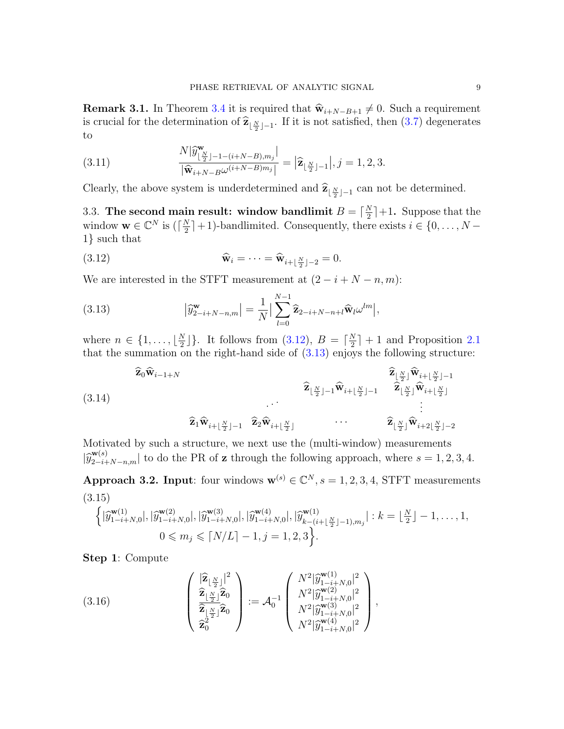**Remark 3.1.** In Theorem 3.4 it is required that $\widehat{\mathbf{w}}_{i+N-B+1} \neq 0$. Such a requirement is crucial for the determination of $\widehat{\mathbf{z}}_{\lfloor \frac{N}{2} \rfloor -1}$. If it is not satisfied, then (3.7) degenerates to

$$
\frac{N|\widehat{y}^{\mathbf{w}}_{\lfloor \frac{N}{2} \rfloor -1-(i+N-B),m_j}|}{|\widehat{\mathbf{w}}_{i+N-B}\omega^{(i+N-B)m_j}|} = \big|\widehat{\mathbf{z}}_{\lfloor \frac{N}{2} \rfloor -1}\big|, j = 1,2,3. \tag{3.11}
$$

Clearly, the above system is underdetermined and $\widehat{\mathbf{z}}_{\lfloor \frac{N}{2} \rfloor -1}$ can not be determined.

3.3. **The second main result: window bandlimit $B = \lceil \frac{N}{2} \rceil + 1$.** Suppose that the window $\mathbf{w} \in \mathbb{C}^N$ is $(\lceil \frac{N}{2} \rceil + 1)$-bandlimited. Consequently, there exists $i \in \{0, \ldots, N-1\}$ such that

$$
\widehat{\mathbf{w}}_i = \cdots = \widehat{\mathbf{w}}_{i+\lfloor \frac{N}{2} \rfloor -2} = 0. \tag{3.12}
$$

We are interested in the STFT measurement at $(2-i+N-n, m)$:

$$
\big|\widehat{y}^{\mathbf{w}}_{2-i+N-n,m}\big| = \frac{1}{N}\Big|\sum_{l=0}^{N-1} \widehat{\mathbf{z}}_{2-i+N-n+l}\widehat{\mathbf{w}}_l \omega^{lm}\Big|, \tag{3.13}
$$

where $n \in \{1, \ldots, \lfloor \frac{N}{2} \rfloor\}$. It follows from (3.12), $B = \lceil \frac{N}{2} \rceil + 1$ and Proposition 2.1 that the summation on the right-hand side of (3.13) enjoys the following structure:

$$
\begin{array}{ccccc}
\widehat{\mathbf{z}}_0\widehat{\mathbf{w}}_{i-1+N} & & & & \widehat{\mathbf{z}}_{\lfloor \frac{N}{2} \rfloor}\widehat{\mathbf{w}}_{i+\lfloor \frac{N}{2} \rfloor -1} \\
 & & & \widehat{\mathbf{z}}_{\lfloor \frac{N}{2} \rfloor -1}\widehat{\mathbf{w}}_{i+\lfloor \frac{N}{2} \rfloor -1} & \widehat{\mathbf{z}}_{\lfloor \frac{N}{2} \rfloor}\widehat{\mathbf{w}}_{i+\lfloor \frac{N}{2} \rfloor} \\
 & & \iddots & & \vdots \\
 & \widehat{\mathbf{z}}_1\widehat{\mathbf{w}}_{i+\lfloor \frac{N}{2} \rfloor -1} \quad \widehat{\mathbf{z}}_2\widehat{\mathbf{w}}_{i+\lfloor \frac{N}{2} \rfloor} & & \cdots & \widehat{\mathbf{z}}_{\lfloor \frac{N}{2} \rfloor}\widehat{\mathbf{w}}_{i+2\lfloor \frac{N}{2} \rfloor -2}
\end{array} \tag{3.14}
$$

Motivated by such a structure, we next use the (multi-window) measurements $|\widehat{y}^{\mathbf{w}^{(s)}}_{2-i+N-n,m}|$ to do the PR of $\mathbf{z}$ through the following approach, where $s = 1,2,3,4$.

**Approach 3.2. Input**: four windows $\mathbf{w}^{(s)} \in \mathbb{C}^N$, $s = 1,2,3,4$, STFT measurements

$$
\begin{aligned}
\Big\{&|\widehat{y}^{\mathbf{w}(1)}_{1-i+N,0}|, |\widehat{y}^{\mathbf{w}(2)}_{1-i+N,0}|, |\widehat{y}^{\mathbf{w}(3)}_{1-i+N,0}|, |\widehat{y}^{\mathbf{w}(4)}_{1-i+N,0}|, |\widehat{y}^{\mathbf{w}(1)}_{k-(i+\lfloor \frac{N}{2} \rfloor -1),m_j}| : k = \lfloor \tfrac{N}{2} \rfloor - 1, \ldots, 1, \\
&0 \leqslant m_j \leqslant \lceil N/L \rceil - 1, j = 1,2,3\Big\}.
\end{aligned} \tag{3.15}
$$

**Step 1**: Compute

$$
\begin{pmatrix} |\widehat{\mathbf{z}}_{\lfloor \frac{N}{2} \rfloor}|^2 \\ \widehat{\mathbf{z}}_{\lfloor \frac{N}{2} \rfloor}\widehat{\mathbf{z}}_0 \\ \overline{\widehat{\mathbf{z}}_{\lfloor \frac{N}{2} \rfloor}}\widehat{\mathbf{z}}_0 \\ \widehat{\mathbf{z}}_0^2 \end{pmatrix} := \mathcal{A}_0^{-1} \begin{pmatrix} N^2|\widehat{y}^{\mathbf{w}(1)}_{1-i+N,0}|^2 \\ N^2|\widehat{y}^{\mathbf{w}(2)}_{1-i+N,0}|^2 \\ N^2|\widehat{y}^{\mathbf{w}(3)}_{1-i+N,0}|^2 \\ N^2|\widehat{y}^{\mathbf{w}(4)}_{1-i+N,0}|^2 \end{pmatrix}, \tag{3.16}
$$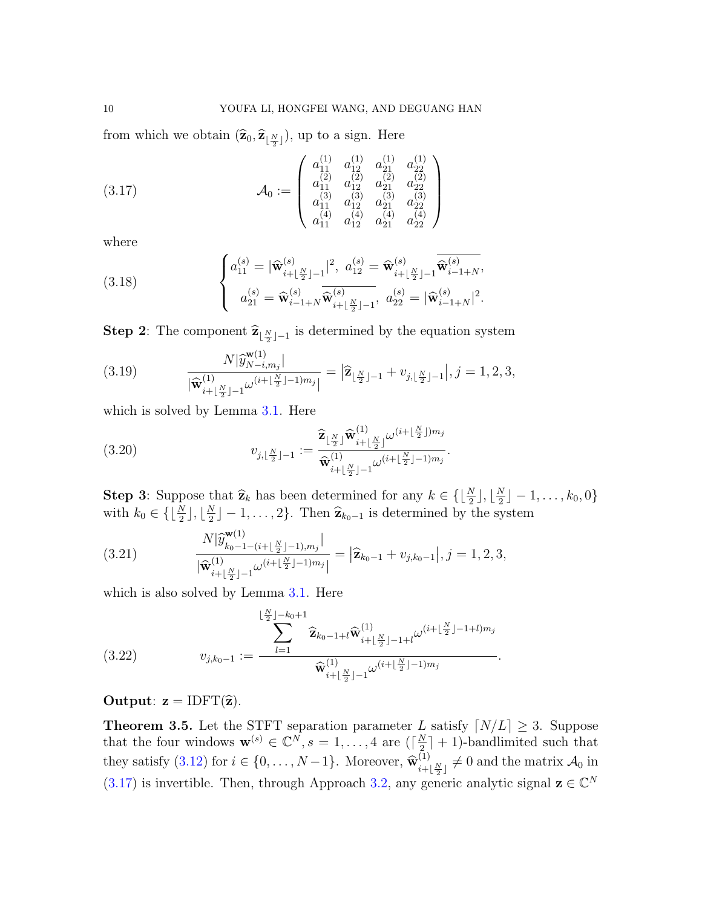from which we obtain $(\widehat{\mathbf{z}}_0, \widehat{\mathbf{z}}_{\lfloor \frac{N}{2} \rfloor})$, up to a sign. Here

$$
\mathcal{A}_0 := \begin{pmatrix} a_{11}^{(1)} & a_{12}^{(1)} & a_{21}^{(1)} & a_{22}^{(1)} \\ a_{11}^{(2)} & a_{12}^{(2)} & a_{21}^{(2)} & a_{22}^{(2)} \\ a_{11}^{(3)} & a_{12}^{(3)} & a_{21}^{(3)} & a_{22}^{(3)} \\ a_{11}^{(4)} & a_{12}^{(4)} & a_{21}^{(4)} & a_{22}^{(4)} \end{pmatrix} \tag{3.17}
$$

where

$$
\begin{cases} a_{11}^{(s)} = |\widehat{\mathbf{w}}_{i+\lfloor \frac{N}{2} \rfloor -1}^{(s)}|^2, \ a_{12}^{(s)} = \widehat{\mathbf{w}}_{i+\lfloor \frac{N}{2} \rfloor -1}^{(s)} \overline{\widehat{\mathbf{w}}_{i-1+N}^{(s)}}, \\ a_{21}^{(s)} = \widehat{\mathbf{w}}_{i-1+N}^{(s)} \overline{\widehat{\mathbf{w}}_{i+\lfloor \frac{N}{2} \rfloor -1}^{(s)}}, \ a_{22}^{(s)} = |\widehat{\mathbf{w}}_{i-1+N}^{(s)}|^2. \end{cases} \tag{3.18}
$$

**Step 2**: The component $\widehat{\mathbf{z}}_{\lfloor \frac{N}{2} \rfloor -1}$ is determined by the equation system

$$
\frac{N|\widehat{y}_{N-i,m_j}^{\mathbf{w}^{(1)}}|}{|\widehat{\mathbf{w}}_{i+\lfloor \frac{N}{2} \rfloor -1}^{(1)} \omega^{(i+\lfloor \frac{N}{2} \rfloor -1)m_j}|} = \left| \widehat{\mathbf{z}}_{\lfloor \frac{N}{2} \rfloor -1} + v_{j,\lfloor \frac{N}{2} \rfloor -1} \right|, j = 1, 2, 3, \tag{3.19}
$$

which is solved by Lemma 3.1. Here

$$
v_{j,\lfloor \frac{N}{2} \rfloor -1} := \frac{\widehat{\mathbf{z}}_{\lfloor \frac{N}{2} \rfloor} \widehat{\mathbf{w}}_{i+\lfloor \frac{N}{2} \rfloor}^{(1)} \omega^{(i+\lfloor \frac{N}{2} \rfloor)m_j}}{\widehat{\mathbf{w}}_{i+\lfloor \frac{N}{2} \rfloor -1}^{(1)} \omega^{(i+\lfloor \frac{N}{2} \rfloor -1)m_j}}. \tag{3.20}
$$

**Step 3**: Suppose that $\widehat{\mathbf{z}}_k$ has been determined for any $k \in \{\lfloor \frac{N}{2} \rfloor, \lfloor \frac{N}{2} \rfloor - 1, \ldots, k_0, 0\}$ with $k_0 \in \{\lfloor \frac{N}{2} \rfloor, \lfloor \frac{N}{2} \rfloor - 1, \ldots, 2\}$. Then $\widehat{\mathbf{z}}_{k_0-1}$ is determined by the system

$$
\frac{N|\widehat{y}_{k_0-1-(i+\lfloor \frac{N}{2} \rfloor -1),m_j}^{\mathbf{w}^{(1)}}|}{|\widehat{\mathbf{w}}_{i+\lfloor \frac{N}{2} \rfloor -1}^{(1)} \omega^{(i+\lfloor \frac{N}{2} \rfloor -1)m_j}|} = \left| \widehat{\mathbf{z}}_{k_0-1} + v_{j,k_0-1} \right|, j = 1, 2, 3, \tag{3.21}
$$

which is also solved by Lemma 3.1. Here

$$
v_{j,k_0-1} := \frac{\displaystyle\sum_{l=1}^{\lfloor \frac{N}{2} \rfloor - k_0 + 1} \widehat{\mathbf{z}}_{k_0-1+l} \widehat{\mathbf{w}}_{i+\lfloor \frac{N}{2} \rfloor -1+l}^{(1)} \omega^{(i+\lfloor \frac{N}{2} \rfloor -1+l)m_j}}{\widehat{\mathbf{w}}_{i+\lfloor \frac{N}{2} \rfloor -1}^{(1)} \omega^{(i+\lfloor \frac{N}{2} \rfloor -1)m_j}}. \tag{3.22}
$$

**Output**: $\mathbf{z} = \mathrm{IDFT}(\widehat{\mathbf{z}})$.

**Theorem 3.5.** Let the STFT separation parameter $L$ satisfy $\lceil N/L \rceil \geq 3$. Suppose that the four windows $\mathbf{w}^{(s)} \in \mathbb{C}^N, s = 1, \ldots, 4$ are $(\lceil \frac{N}{2} \rceil + 1)$-bandlimited such that they satisfy (3.12) for $i \in \{0, \ldots, N-1\}$. Moreover, $\widehat{\mathbf{w}}_{i+\lfloor \frac{N}{2} \rfloor}^{(1)} \neq 0$ and the matrix $\mathcal{A}_0$ in (3.17) is invertible. Then, through Approach 3.2, any generic analytic signal $\mathbf{z} \in \mathbb{C}^N$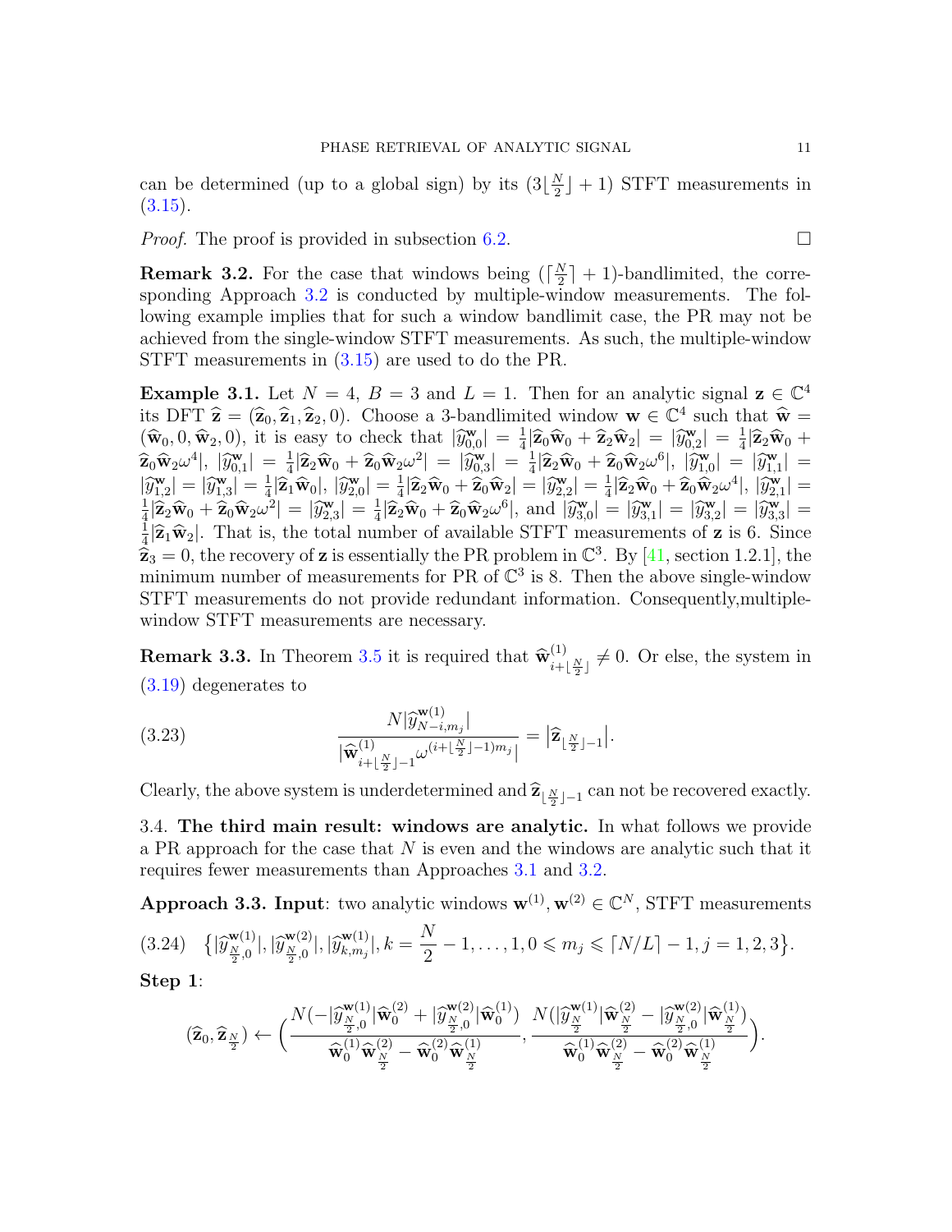can be determined (up to a global sign) by its $(3\lfloor \frac{N}{2} \rfloor + 1)$ STFT measurements in (3.15).

*Proof.* The proof is provided in subsection 6.2. □

**Remark 3.2.** For the case that windows being $(\lceil \frac{N}{2} \rceil + 1)$-bandlimited, the corresponding Approach 3.2 is conducted by multiple-window measurements. The following example implies that for such a window bandlimit case, the PR may not be achieved from the single-window STFT measurements. As such, the multiple-window STFT measurements in (3.15) are used to do the PR.

**Example 3.1.** Let $N = 4$, $B = 3$ and $L = 1$. Then for an analytic signal $\mathbf{z} \in \mathbb{C}^4$ its DFT $\widehat{\mathbf{z}} = (\widehat{\mathbf{z}}_0, \widehat{\mathbf{z}}_1, \widehat{\mathbf{z}}_2, 0)$. Choose a 3-bandlimited window $\mathbf{w} \in \mathbb{C}^4$ such that $\widehat{\mathbf{w}} = (\widehat{\mathbf{w}}_0, 0, \widehat{\mathbf{w}}_2, 0)$, it is easy to check that $|\widehat{y}^{\mathbf{w}}_{0,0}| = \frac{1}{4}|\widehat{\mathbf{z}}_0\widehat{\mathbf{w}}_0 + \widehat{\mathbf{z}}_2\widehat{\mathbf{w}}_2| = |\widehat{y}^{\mathbf{w}}_{0,2}| = \frac{1}{4}|\widehat{\mathbf{z}}_2\widehat{\mathbf{w}}_0 + \widehat{\mathbf{z}}_0\widehat{\mathbf{w}}_2\omega^4|$, $|\widehat{y}^{\mathbf{w}}_{0,1}| = \frac{1}{4}|\widehat{\mathbf{z}}_2\widehat{\mathbf{w}}_0 + \widehat{\mathbf{z}}_0\widehat{\mathbf{w}}_2\omega^2| = |\widehat{y}^{\mathbf{w}}_{0,3}| = \frac{1}{4}|\widehat{\mathbf{z}}_2\widehat{\mathbf{w}}_0 + \widehat{\mathbf{z}}_0\widehat{\mathbf{w}}_2\omega^6|$, $|\widehat{y}^{\mathbf{w}}_{1,0}| = |\widehat{y}^{\mathbf{w}}_{1,1}| = |\widehat{y}^{\mathbf{w}}_{1,2}| = |\widehat{y}^{\mathbf{w}}_{1,3}| = \frac{1}{4}|\widehat{\mathbf{z}}_1\widehat{\mathbf{w}}_0|$, $|\widehat{y}^{\mathbf{w}}_{2,0}| = \frac{1}{4}|\widehat{\mathbf{z}}_2\widehat{\mathbf{w}}_0 + \widehat{\mathbf{z}}_0\widehat{\mathbf{w}}_2| = |\widehat{y}^{\mathbf{w}}_{2,2}| = \frac{1}{4}|\widehat{\mathbf{z}}_2\widehat{\mathbf{w}}_0 + \widehat{\mathbf{z}}_0\widehat{\mathbf{w}}_2\omega^4|$, $|\widehat{y}^{\mathbf{w}}_{2,1}| = \frac{1}{4}|\widehat{\mathbf{z}}_2\widehat{\mathbf{w}}_0 + \widehat{\mathbf{z}}_0\widehat{\mathbf{w}}_2\omega^2| = |\widehat{y}^{\mathbf{w}}_{2,3}| = \frac{1}{4}|\widehat{\mathbf{z}}_2\widehat{\mathbf{w}}_0 + \widehat{\mathbf{z}}_0\widehat{\mathbf{w}}_2\omega^6|$, and $|\widehat{y}^{\mathbf{w}}_{3,0}| = |\widehat{y}^{\mathbf{w}}_{3,1}| = |\widehat{y}^{\mathbf{w}}_{3,2}| = |\widehat{y}^{\mathbf{w}}_{3,3}| = \frac{1}{4}|\widehat{\mathbf{z}}_1\widehat{\mathbf{w}}_2|$. That is, the total number of available STFT measurements of $\mathbf{z}$ is 6. Since $\widehat{\mathbf{z}}_3 = 0$, the recovery of $\mathbf{z}$ is essentially the PR problem in $\mathbb{C}^3$. By [41, section 1.2.1], the minimum number of measurements for PR of $\mathbb{C}^3$ is 8. Then the above single-window STFT measurements do not provide redundant information. Consequently,multiple-window STFT measurements are necessary.

**Remark 3.3.** In Theorem 3.5 it is required that $\widehat{\mathbf{w}}^{(1)}_{i+\lfloor \frac{N}{2} \rfloor} \neq 0$. Or else, the system in (3.19) degenerates to

$$\frac{N|\widehat{y}^{\mathbf{w}^{(1)}}_{N-i,m_j}|}{|\widehat{\mathbf{w}}^{(1)}_{i+\lfloor \frac{N}{2} \rfloor -1}\omega^{(i+\lfloor \frac{N}{2} \rfloor -1)m_j}|} = \left|\widehat{\mathbf{z}}_{\lfloor \frac{N}{2} \rfloor -1}\right|. \tag{3.23}$$

Clearly, the above system is underdetermined and $\widehat{\mathbf{z}}_{\lfloor \frac{N}{2} \rfloor -1}$ can not be recovered exactly.

3.4. **The third main result: windows are analytic.** In what follows we provide a PR approach for the case that $N$ is even and the windows are analytic such that it requires fewer measurements than Approaches 3.1 and 3.2.

**Approach 3.3. Input**: two analytic windows $\mathbf{w}^{(1)}, \mathbf{w}^{(2)} \in \mathbb{C}^N$, STFT measurements

$$\left\{|\widehat{y}^{\mathbf{w}^{(1)}}_{\frac{N}{2},0}|, |\widehat{y}^{\mathbf{w}^{(2)}}_{\frac{N}{2},0}|, |\widehat{y}^{\mathbf{w}^{(1)}}_{k,m_j}|, k = \frac{N}{2} - 1, \ldots, 1, 0 \leqslant m_j \leqslant \lceil N/L \rceil - 1, j = 1, 2, 3\right\}. \tag{3.24}$$

**Step 1**:

$$(\widehat{\mathbf{z}}_0, \widehat{\mathbf{z}}_{\frac{N}{2}}) \leftarrow \left(\frac{N(-|\widehat{y}^{\mathbf{w}^{(1)}}_{\frac{N}{2},0}|\widehat{\mathbf{w}}^{(2)}_0 + |\widehat{y}^{\mathbf{w}^{(2)}}_{\frac{N}{2},0}|\widehat{\mathbf{w}}^{(1)}_0)}{\widehat{\mathbf{w}}^{(1)}_0\widehat{\mathbf{w}}^{(2)}_{\frac{N}{2}} - \widehat{\mathbf{w}}^{(2)}_0\widehat{\mathbf{w}}^{(1)}_{\frac{N}{2}}}, \frac{N(|\widehat{y}^{\mathbf{w}^{(1)}}_{\frac{N}{2}}|\widehat{\mathbf{w}}^{(2)}_{\frac{N}{2}} - |\widehat{y}^{\mathbf{w}^{(2)}}_{\frac{N}{2},0}|\widehat{\mathbf{w}}^{(1)}_{\frac{N}{2}})}{\widehat{\mathbf{w}}^{(1)}_0\widehat{\mathbf{w}}^{(2)}_{\frac{N}{2}} - \widehat{\mathbf{w}}^{(2)}_0\widehat{\mathbf{w}}^{(1)}_{\frac{N}{2}}}\right).$$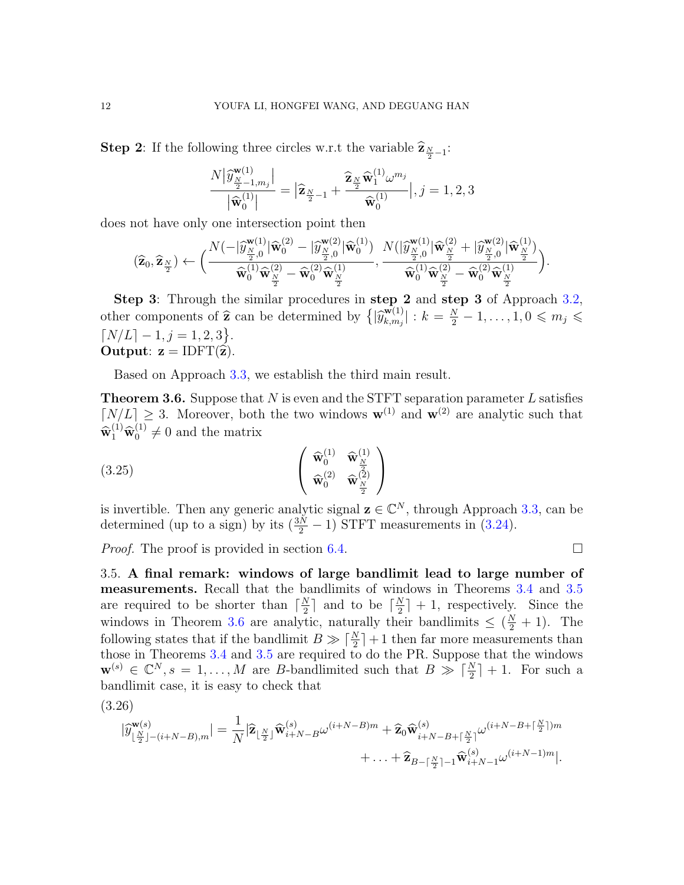**Step 2**: If the following three circles w.r.t the variable $\widehat{\mathbf{z}}_{\frac{N}{2}-1}$:

$$\frac{N\big|\widehat{y}^{\mathbf{w}^{(1)}}_{\frac{N}{2}-1,m_j}\big|}{\big|\widehat{\mathbf{w}}^{(1)}_0\big|} = \big|\widehat{\mathbf{z}}_{\frac{N}{2}-1} + \frac{\widehat{\mathbf{z}}_{\frac{N}{2}}\widehat{\mathbf{w}}^{(1)}_1\omega^{m_j}}{\widehat{\mathbf{w}}^{(1)}_0}\big|, j = 1,2,3$$

does not have only one intersection point then

$$(\widehat{\mathbf{z}}_0, \widehat{\mathbf{z}}_{\frac{N}{2}}) \leftarrow \Big(\frac{N(-|\widehat{y}^{\mathbf{w}^{(1)}}_{\frac{N}{2},0}|\widehat{\mathbf{w}}^{(2)}_0 - |\widehat{y}^{\mathbf{w}^{(2)}}_{\frac{N}{2},0}|\widehat{\mathbf{w}}^{(1)}_0)}{\widehat{\mathbf{w}}^{(1)}_0\widehat{\mathbf{w}}^{(2)}_{\frac{N}{2}} - \widehat{\mathbf{w}}^{(2)}_0\widehat{\mathbf{w}}^{(1)}_{\frac{N}{2}}}, \frac{N(|\widehat{y}^{\mathbf{w}^{(1)}}_{\frac{N}{2},0}|\widehat{\mathbf{w}}^{(2)}_{\frac{N}{2}} + |\widehat{y}^{\mathbf{w}^{(2)}}_{\frac{N}{2},0}|\widehat{\mathbf{w}}^{(1)}_{\frac{N}{2}})}{\widehat{\mathbf{w}}^{(1)}_0\widehat{\mathbf{w}}^{(2)}_{\frac{N}{2}} - \widehat{\mathbf{w}}^{(2)}_0\widehat{\mathbf{w}}^{(1)}_{\frac{N}{2}}}\Big).$$

**Step 3**: Through the similar procedures in **step 2** and **step 3** of Approach 3.2, other components of $\widehat{\mathbf{z}}$ can be determined by $\big\{|\widehat{y}^{\mathbf{w}^{(1)}}_{k,m_j}| : k = \frac{N}{2}-1,\ldots,1, 0 \leqslant m_j \leqslant \lceil N/L\rceil - 1, j = 1,2,3\big\}$.
**Output**: $\mathbf{z} = \mathrm{IDFT}(\widehat{\mathbf{z}})$.

Based on Approach 3.3, we establish the third main result.

**Theorem 3.6.** Suppose that $N$ is even and the STFT separation parameter $L$ satisfies $\lceil N/L\rceil \geq 3$. Moreover, both the two windows $\mathbf{w}^{(1)}$ and $\mathbf{w}^{(2)}$ are analytic such that $\widehat{\mathbf{w}}^{(1)}_1\widehat{\mathbf{w}}^{(1)}_0 \neq 0$ and the matrix

$$\begin{pmatrix} \widehat{\mathbf{w}}^{(1)}_0 & \widehat{\mathbf{w}}^{(1)}_{\frac{N}{2}} \\ \widehat{\mathbf{w}}^{(2)}_0 & \widehat{\mathbf{w}}^{(2)}_{\frac{N}{2}} \end{pmatrix} \tag{3.25}$$

is invertible. Then any generic analytic signal $\mathbf{z} \in \mathbb{C}^N$, through Approach 3.3, can be determined (up to a sign) by its $(\frac{3N}{2}-1)$ STFT measurements in (3.24).

*Proof.* The proof is provided in section 6.4. □

3.5. **A final remark: windows of large bandlimit lead to large number of measurements.** Recall that the bandlimits of windows in Theorems 3.4 and 3.5 are required to be shorter than $\lceil \frac{N}{2}\rceil$ and to be $\lceil \frac{N}{2}\rceil + 1$, respectively. Since the windows in Theorem 3.6 are analytic, naturally their bandlimits $\leq (\frac{N}{2}+1)$. The following states that if the bandlimit $B \gg \lceil \frac{N}{2}\rceil + 1$ then far more measurements than those in Theorems 3.4 and 3.5 are required to do the PR. Suppose that the windows $\mathbf{w}^{(s)} \in \mathbb{C}^N, s = 1,\ldots,M$ are $B$-bandlimited such that $B \gg \lceil \frac{N}{2}\rceil + 1$. For such a bandlimit case, it is easy to check that

$$\begin{aligned} |\widehat{y}^{\mathbf{w}^{(s)}}_{\lfloor \frac{N}{2}\rfloor-(i+N-B),m}| = \frac{1}{N}|\widehat{\mathbf{z}}_{\lfloor \frac{N}{2}\rfloor}\widehat{\mathbf{w}}^{(s)}_{i+N-B}\omega^{(i+N-B)m} + \widehat{\mathbf{z}}_0\widehat{\mathbf{w}}^{(s)}_{i+N-B+\lceil \frac{N}{2}\rceil}\omega^{(i+N-B+\lceil \frac{N}{2}\rceil)m} \\ + \ldots + \widehat{\mathbf{z}}_{B-\lceil \frac{N}{2}\rceil-1}\widehat{\mathbf{w}}^{(s)}_{i+N-1}\omega^{(i+N-1)m}|. \end{aligned} \tag{3.26}$$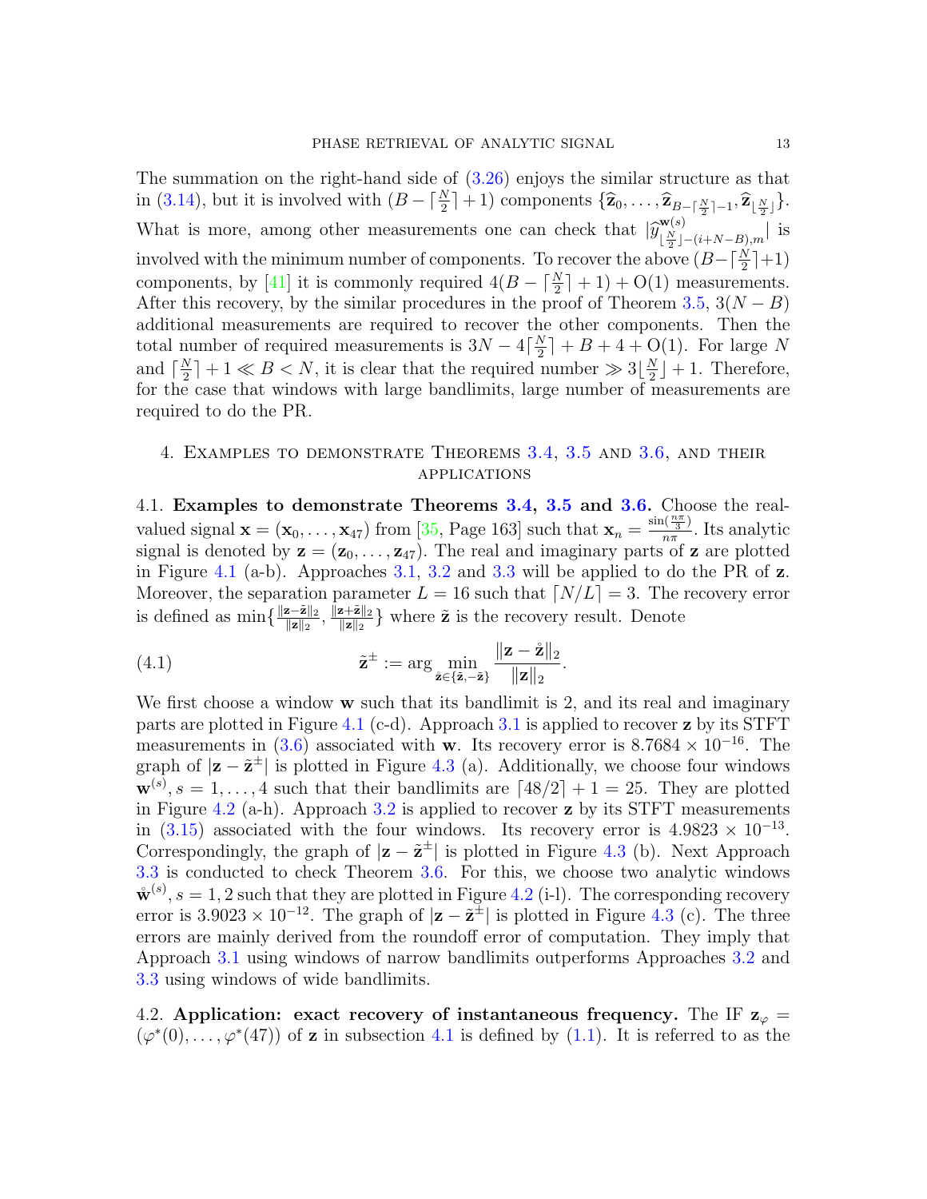The summation on the right-hand side of (3.26) enjoys the similar structure as that in (3.14), but it is involved with $(B - \lceil \frac{N}{2} \rceil + 1)$ components $\{\widehat{\mathbf{z}}_0, \dots, \widehat{\mathbf{z}}_{B-\lceil \frac{N}{2} \rceil - 1}, \widehat{\mathbf{z}}_{\lfloor \frac{N}{2} \rfloor}\}$. What is more, among other measurements one can check that $|\widehat{y}^{\mathbf{w}(s)}_{\lfloor \frac{N}{2} \rfloor - (i+N-B),m}|$ is involved with the minimum number of components. To recover the above $(B - \lceil \frac{N}{2} \rceil + 1)$ components, by [41] it is commonly required $4(B - \lceil \frac{N}{2} \rceil + 1) + \mathrm{O}(1)$ measurements. After this recovery, by the similar procedures in the proof of Theorem 3.5, $3(N-B)$ additional measurements are required to recover the other components. Then the total number of required measurements is $3N - 4\lceil \frac{N}{2} \rceil + B + 4 + \mathrm{O}(1)$. For large $N$ and $\lceil \frac{N}{2} \rceil + 1 \ll B < N$, it is clear that the required number $\gg 3\lfloor \frac{N}{2} \rfloor + 1$. Therefore, for the case that windows with large bandlimits, large number of measurements are required to do the PR.

## 4. Examples to demonstrate Theorems 3.4, 3.5 and 3.6, and their applications

**4.1. Examples to demonstrate Theorems 3.4, 3.5 and 3.6.** Choose the real-valued signal $\mathbf{x} = (\mathbf{x}_0, \dots, \mathbf{x}_{47})$ from [35, Page 163] such that $\mathbf{x}_n = \frac{\sin(\frac{n\pi}{3})}{n\pi}$. Its analytic signal is denoted by $\mathbf{z} = (\mathbf{z}_0, \dots, \mathbf{z}_{47})$. The real and imaginary parts of $\mathbf{z}$ are plotted in Figure 4.1 (a-b). Approaches 3.1, 3.2 and 3.3 will be applied to do the PR of $\mathbf{z}$. Moreover, the separation parameter $L = 16$ such that $\lceil N/L \rceil = 3$. The recovery error is defined as $\min\{\frac{\|\mathbf{z}-\tilde{\mathbf{z}}\|_2}{\|\mathbf{z}\|_2}, \frac{\|\mathbf{z}+\tilde{\mathbf{z}}\|_2}{\|\mathbf{z}\|_2}\}$ where $\tilde{\mathbf{z}}$ is the recovery result. Denote

$$\tilde{\mathbf{z}}^{\pm} := \arg \min_{\mathring{\mathbf{z}} \in \{\tilde{\mathbf{z}}, -\tilde{\mathbf{z}}\}} \frac{\|\mathbf{z} - \mathring{\mathbf{z}}\|_2}{\|\mathbf{z}\|_2}. \tag{4.1}$$

We first choose a window $\mathbf{w}$ such that its bandlimit is 2, and its real and imaginary parts are plotted in Figure 4.1 (c-d). Approach 3.1 is applied to recover $\mathbf{z}$ by its STFT measurements in (3.6) associated with $\mathbf{w}$. Its recovery error is $8.7684 \times 10^{-16}$. The graph of $|\mathbf{z} - \tilde{\mathbf{z}}^{\pm}|$ is plotted in Figure 4.3 (a). Additionally, we choose four windows $\mathbf{w}^{(s)}, s = 1, \dots, 4$ such that their bandlimits are $\lceil 48/2 \rceil + 1 = 25$. They are plotted in Figure 4.2 (a-h). Approach 3.2 is applied to recover $\mathbf{z}$ by its STFT measurements in (3.15) associated with the four windows. Its recovery error is $4.9823 \times 10^{-13}$. Correspondingly, the graph of $|\mathbf{z} - \tilde{\mathbf{z}}^{\pm}|$ is plotted in Figure 4.3 (b). Next Approach 3.3 is conducted to check Theorem 3.6. For this, we choose two analytic windows $\mathring{\mathbf{w}}^{(s)}, s = 1, 2$ such that they are plotted in Figure 4.2 (i-l). The corresponding recovery error is $3.9023 \times 10^{-12}$. The graph of $|\mathbf{z} - \tilde{\mathbf{z}}^{\pm}|$ is plotted in Figure 4.3 (c). The three errors are mainly derived from the roundoff error of computation. They imply that Approach 3.1 using windows of narrow bandlimits outperforms Approaches 3.2 and 3.3 using windows of wide bandlimits.

**4.2. Application: exact recovery of instantaneous frequency.** The IF $\mathbf{z}_{\varphi} = (\varphi^*(0), \dots, \varphi^*(47))$ of $\mathbf{z}$ in subsection 4.1 is defined by (1.1). It is referred to as the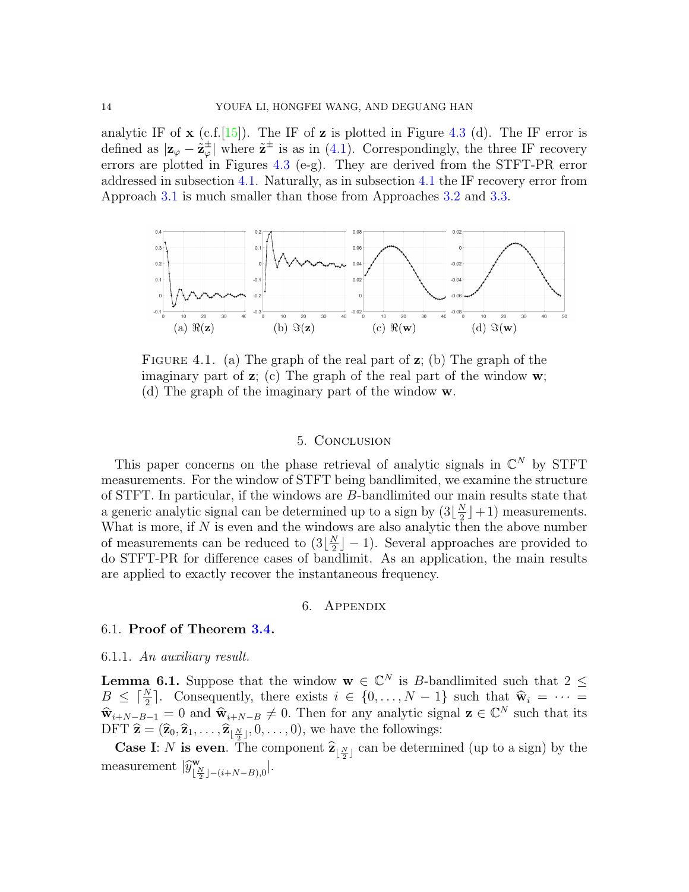analytic IF of $\mathbf{x}$ (c.f.[15]). The IF of $\mathbf{z}$ is plotted in Figure 4.3 (d). The IF error is defined as $|\mathbf{z}_\varphi - \tilde{\mathbf{z}}_\varphi^{\pm}|$ where $\tilde{\mathbf{z}}^{\pm}$ is as in (4.1). Correspondingly, the three IF recovery errors are plotted in Figures 4.3 (e-g). They are derived from the STFT-PR error addressed in subsection 4.1. Naturally, as in subsection 4.1 the IF recovery error from Approach 3.1 is much smaller than those from Approaches 3.2 and 3.3.

(a) $\Re(\mathbf{z})$ (b) $\Im(\mathbf{z})$ (c) $\Re(\mathbf{w})$ (d) $\Im(\mathbf{w})$

Figure 4.1. (a) The graph of the real part of $\mathbf{z}$; (b) The graph of the imaginary part of $\mathbf{z}$; (c) The graph of the real part of the window $\mathbf{w}$; (d) The graph of the imaginary part of the window $\mathbf{w}$.

## 5. Conclusion

This paper concerns on the phase retrieval of analytic signals in $\mathbb{C}^N$ by STFT measurements. For the window of STFT being bandlimited, we examine the structure of STFT. In particular, if the windows are $B$-bandlimited our main results state that a generic analytic signal can be determined up to a sign by $(3\lfloor \frac{N}{2} \rfloor + 1)$ measurements. What is more, if $N$ is even and the windows are also analytic then the above number of measurements can be reduced to $(3\lfloor \frac{N}{2} \rfloor - 1)$. Several approaches are provided to do STFT-PR for difference cases of bandlimit. As an application, the main results are applied to exactly recover the instantaneous frequency.

## 6. Appendix

### 6.1. Proof of Theorem 3.4.

#### 6.1.1. *An auxiliary result.*

**Lemma 6.1.** Suppose that the window $\mathbf{w} \in \mathbb{C}^N$ is $B$-bandlimited such that $2 \leq B \leq \lceil \frac{N}{2} \rceil$. Consequently, there exists $i \in \{0, \dots, N-1\}$ such that $\widehat{\mathbf{w}}_i = \cdots = \widehat{\mathbf{w}}_{i+N-B-1} = 0$ and $\widehat{\mathbf{w}}_{i+N-B} \neq 0$. Then for any analytic signal $\mathbf{z} \in \mathbb{C}^N$ such that its DFT $\widehat{\mathbf{z}} = (\widehat{\mathbf{z}}_0, \widehat{\mathbf{z}}_1, \dots, \widehat{\mathbf{z}}_{\lfloor \frac{N}{2} \rfloor}, 0, \dots, 0)$, we have the followings:

**Case I**: $N$ **is even**. The component $\widehat{\mathbf{z}}_{\lfloor \frac{N}{2} \rfloor}$ can be determined (up to a sign) by the measurement $|\widehat{y}^{\mathbf{w}}_{\lfloor \frac{N}{2} \rfloor - (i+N-B),0}|$.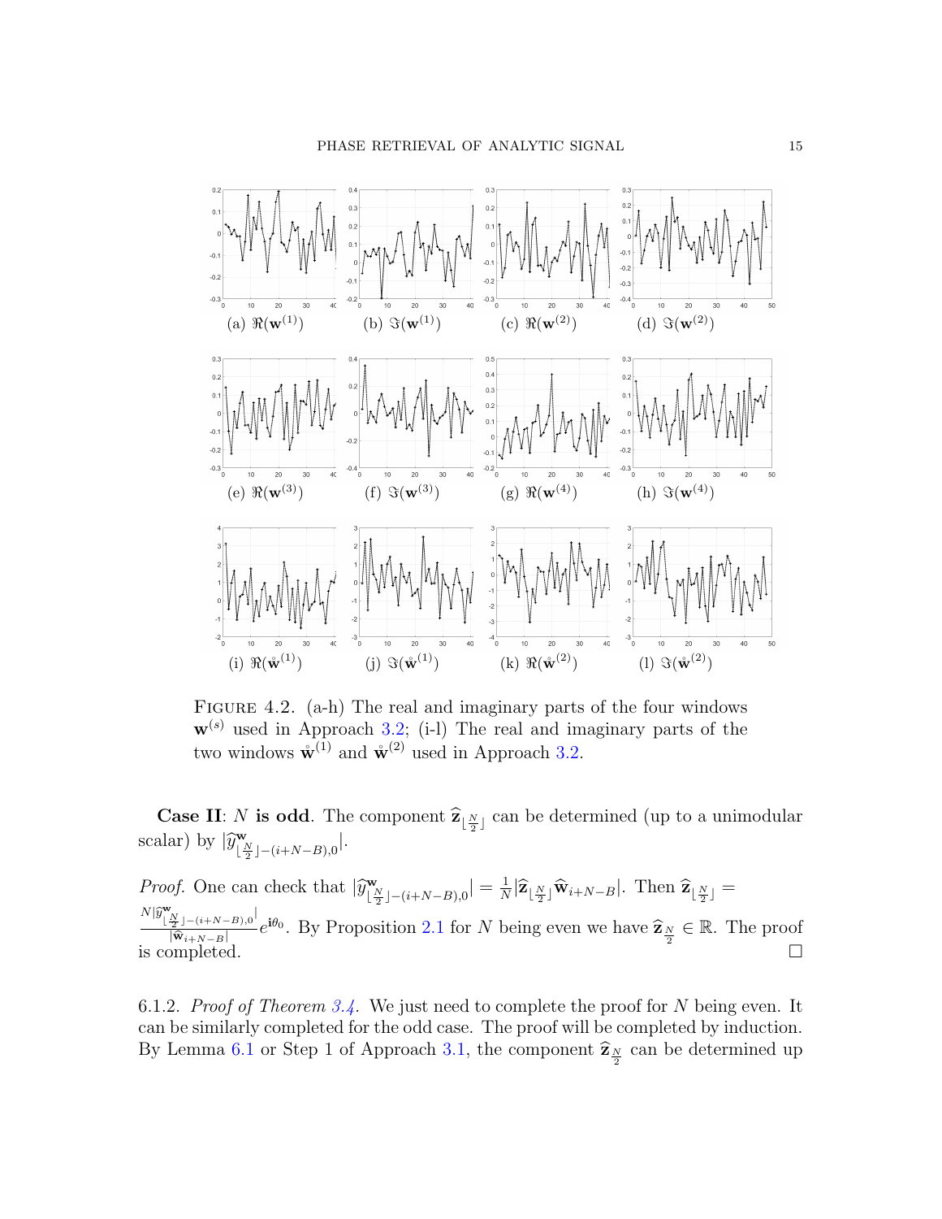(a) $\Re(\mathbf{w}^{(1)})$ (b) $\Im(\mathbf{w}^{(1)})$ (c) $\Re(\mathbf{w}^{(2)})$ (d) $\Im(\mathbf{w}^{(2)})$

(e) $\Re(\mathbf{w}^{(3)})$ (f) $\Im(\mathbf{w}^{(3)})$ (g) $\Re(\mathbf{w}^{(4)})$ (h) $\Im(\mathbf{w}^{(4)})$

(i) $\Re(\mathring{\mathbf{w}}^{(1)})$ (j) $\Im(\mathring{\mathbf{w}}^{(1)})$ (k) $\Re(\mathring{\mathbf{w}}^{(2)})$ (l) $\Im(\mathring{\mathbf{w}}^{(2)})$

FIGURE 4.2. (a-h) The real and imaginary parts of the four windows $\mathbf{w}^{(s)}$ used in Approach 3.2; (i-l) The real and imaginary parts of the two windows $\mathring{\mathbf{w}}^{(1)}$ and $\mathring{\mathbf{w}}^{(2)}$ used in Approach 3.2.

**Case II**: $N$ **is odd**. The component $\widehat{\mathbf{z}}_{\lfloor \frac{N}{2} \rfloor}$ can be determined (up to a unimodular scalar) by $|\widehat{y}^{\mathbf{w}}_{\lfloor \frac{N}{2} \rfloor - (i+N-B),0}|$.

*Proof.* One can check that $|\widehat{y}^{\mathbf{w}}_{\lfloor \frac{N}{2} \rfloor - (i+N-B),0}| = \frac{1}{N} |\widehat{\mathbf{z}}_{\lfloor \frac{N}{2} \rfloor} \widehat{\mathbf{w}}_{i+N-B}|$. Then $\widehat{\mathbf{z}}_{\lfloor \frac{N}{2} \rfloor} = \frac{N|\widehat{y}^{\mathbf{w}}_{\lfloor \frac{N}{2} \rfloor - (i+N-B),0}|}{|\widehat{\mathbf{w}}_{i+N-B}|} e^{\mathbf{i}\theta_0}$. By Proposition 2.1 for $N$ being even we have $\widehat{\mathbf{z}}_{\frac{N}{2}} \in \mathbb{R}$. The proof is completed. $\square$

6.1.2. *Proof of Theorem 3.4.* We just need to complete the proof for $N$ being even. It can be similarly completed for the odd case. The proof will be completed by induction. By Lemma 6.1 or Step 1 of Approach 3.1, the component $\widehat{\mathbf{z}}_{\frac{N}{2}}$ can be determined up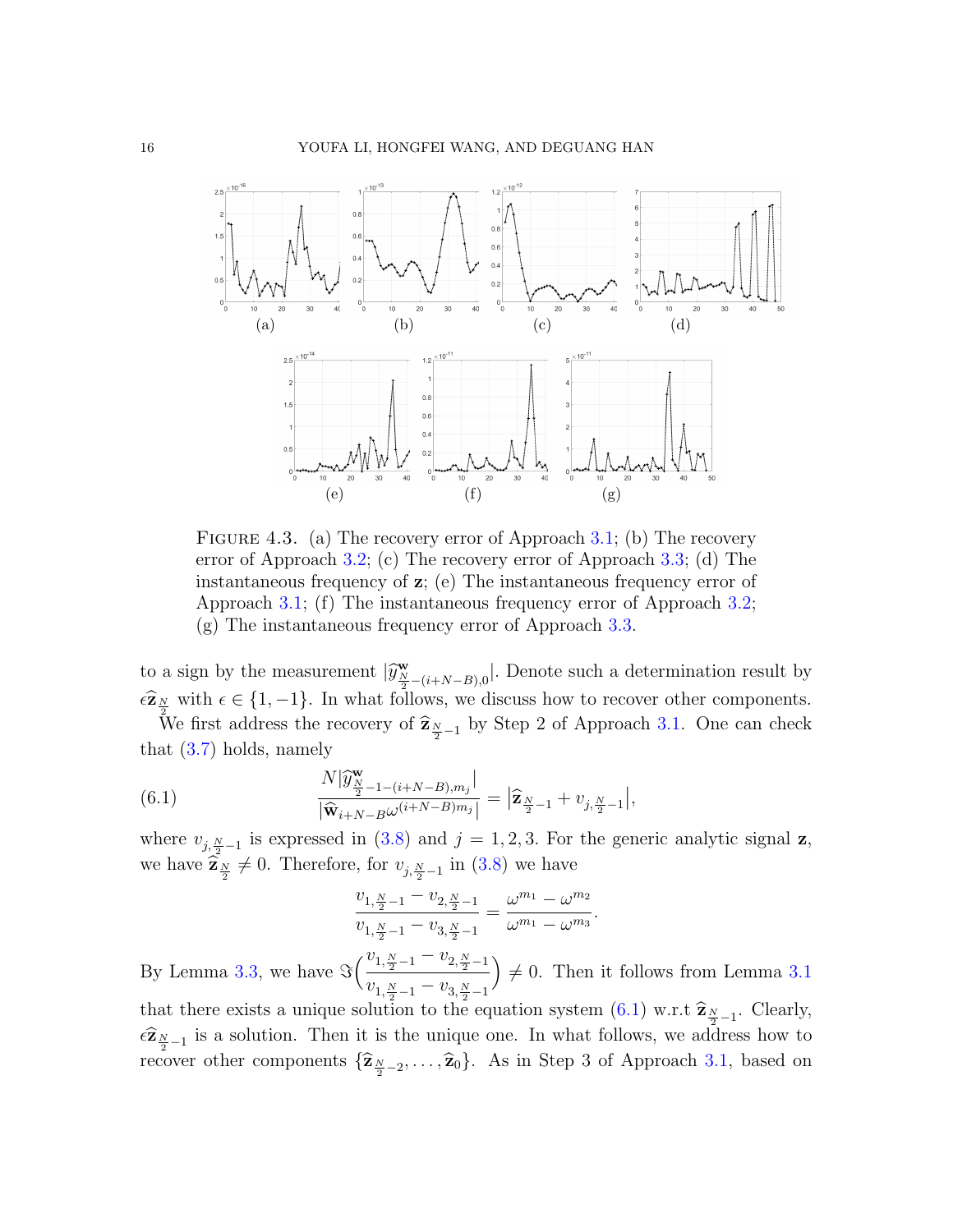FIGURE 4.3. (a) The recovery error of Approach 3.1; (b) The recovery error of Approach 3.2; (c) The recovery error of Approach 3.3; (d) The instantaneous frequency of $\mathbf{z}$; (e) The instantaneous frequency error of Approach 3.1; (f) The instantaneous frequency error of Approach 3.2; (g) The instantaneous frequency error of Approach 3.3.

to a sign by the measurement $|\widehat{y}^{\mathbf{w}}_{\frac{N}{2}-(i+N-B),0}|$. Denote such a determination result by $\epsilon\widehat{\mathbf{z}}_{\frac{N}{2}}$ with $\epsilon \in \{1, -1\}$. In what follows, we discuss how to recover other components.

We first address the recovery of $\widehat{\mathbf{z}}_{\frac{N}{2}-1}$ by Step 2 of Approach 3.1. One can check that (3.7) holds, namely

$$\frac{N|\widehat{y}^{\mathbf{w}}_{\frac{N}{2}-1-(i+N-B),m_j}|}{|\widehat{\mathbf{w}}_{i+N-B}\omega^{(i+N-B)m_j}|} = \left|\widehat{\mathbf{z}}_{\frac{N}{2}-1} + v_{j,\frac{N}{2}-1}\right|, \tag{6.1}$$

where $v_{j,\frac{N}{2}-1}$ is expressed in (3.8) and $j = 1, 2, 3$. For the generic analytic signal $\mathbf{z}$, we have $\widehat{\mathbf{z}}_{\frac{N}{2}} \neq 0$. Therefore, for $v_{j,\frac{N}{2}-1}$ in (3.8) we have

$$\frac{v_{1,\frac{N}{2}-1} - v_{2,\frac{N}{2}-1}}{v_{1,\frac{N}{2}-1} - v_{3,\frac{N}{2}-1}} = \frac{\omega^{m_1} - \omega^{m_2}}{\omega^{m_1} - \omega^{m_3}}.$$

By Lemma 3.3, we have $\Im\Big(\frac{v_{1,\frac{N}{2}-1} - v_{2,\frac{N}{2}-1}}{v_{1,\frac{N}{2}-1} - v_{3,\frac{N}{2}-1}}\Big) \neq 0$. Then it follows from Lemma 3.1 that there exists a unique solution to the equation system (6.1) w.r.t $\widehat{\mathbf{z}}_{\frac{N}{2}-1}$. Clearly, $\epsilon\widehat{\mathbf{z}}_{\frac{N}{2}-1}$ is a solution. Then it is the unique one. In what follows, we address how to recover other components $\{\widehat{\mathbf{z}}_{\frac{N}{2}-2}, \ldots, \widehat{\mathbf{z}}_0\}$. As in Step 3 of Approach 3.1, based on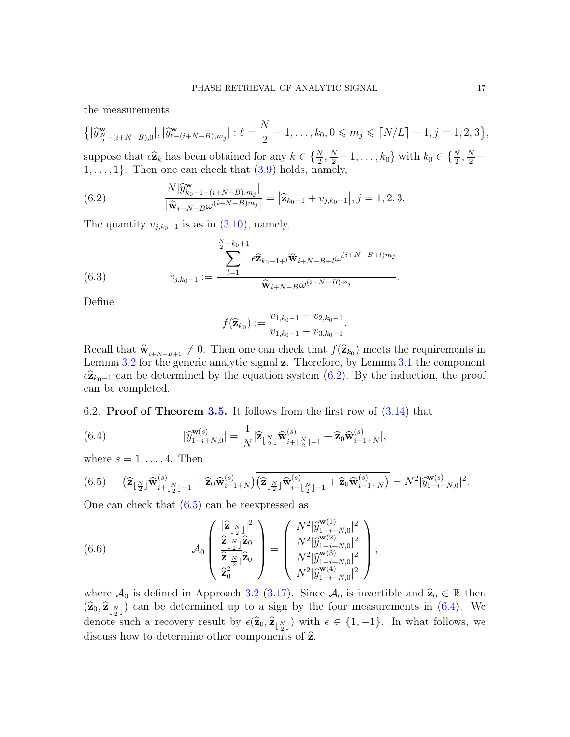the measurements

$$\big\{|\widehat{y}^{\mathbf{w}}_{\frac{N}{2}-(i+N-B),0}|, |\widehat{y}^{\mathbf{w}}_{\ell-(i+N-B),m_j}| : \ell = \frac{N}{2}-1,\dots,k_0, 0\leqslant m_j \leqslant \lceil N/L\rceil -1, j=1,2,3\big\},$$

suppose that $\epsilon\widehat{\mathbf{z}}_k$ has been obtained for any $k\in\{\frac{N}{2},\frac{N}{2}-1,\dots,k_0\}$ with $k_0\in\{\frac{N}{2},\frac{N}{2}-1,\dots,1\}$. Then one can check that (3.9) holds, namely,

$$\frac{N|\widehat{y}^{\mathbf{w}}_{k_0-1-(i+N-B),m_j}|}{|\widehat{\mathbf{w}}_{i+N-B}\omega^{(i+N-B)m_j}|} = \big|\widehat{\mathbf{z}}_{k_0-1} + v_{j,k_0-1}\big|, j=1,2,3. \tag{6.2}$$

The quantity $v_{j,k_0-1}$ is as in (3.10), namely,

$$v_{j,k_0-1} := \frac{\displaystyle\sum_{l=1}^{\frac{N}{2}-k_0+1} \epsilon\widehat{\mathbf{z}}_{k_0-1+l}\widehat{\mathbf{w}}_{i+N-B+l}\omega^{(i+N-B+l)m_j}}{\widehat{\mathbf{w}}_{i+N-B}\omega^{(i+N-B)m_j}}. \tag{6.3}$$

Define

$$f(\widehat{\mathbf{z}}_{k_0}) := \frac{v_{1,k_0-1}-v_{2,k_0-1}}{v_{1,k_0-1}-v_{3,k_0-1}}.$$

Recall that $\widehat{\mathbf{w}}_{i+N-B+1}\neq 0$. Then one can check that $f(\widehat{\mathbf{z}}_{k_0})$ meets the requirements in Lemma 3.2 for the generic analytic signal $\mathbf{z}$. Therefore, by Lemma 3.1 the component $\epsilon\widehat{\mathbf{z}}_{k_0-1}$ can be determined by the equation system (6.2). By the induction, the proof can be completed.

6.2. **Proof of Theorem 3.5.** It follows from the first row of (3.14) that

$$|\widehat{y}^{\mathbf{w}(s)}_{1-i+N,0}| = \frac{1}{N}|\widehat{\mathbf{z}}_{\lfloor\frac{N}{2}\rfloor}\widehat{\mathbf{w}}^{(s)}_{i+\lfloor\frac{N}{2}\rfloor-1} + \widehat{\mathbf{z}}_0\widehat{\mathbf{w}}^{(s)}_{i-1+N}|, \tag{6.4}$$

where $s=1,\dots,4$. Then

$$\big(\widehat{\mathbf{z}}_{\lfloor\frac{N}{2}\rfloor}\widehat{\mathbf{w}}^{(s)}_{i+\lfloor\frac{N}{2}\rfloor-1} + \widehat{\mathbf{z}}_0\widehat{\mathbf{w}}^{(s)}_{i-1+N}\big)\overline{\big(\widehat{\mathbf{z}}_{\lfloor\frac{N}{2}\rfloor}\widehat{\mathbf{w}}^{(s)}_{i+\lfloor\frac{N}{2}\rfloor-1} + \widehat{\mathbf{z}}_0\widehat{\mathbf{w}}^{(s)}_{i-1+N}\big)} = N^2|\widehat{y}^{\mathbf{w}(s)}_{1-i+N,0}|^2. \tag{6.5}$$

One can check that (6.5) can be reexpressed as

$$\mathcal{A}_0\begin{pmatrix} |\widehat{\mathbf{z}}_{\lfloor\frac{N}{2}\rfloor}|^2 \\ \widehat{\mathbf{z}}_{\lfloor\frac{N}{2}\rfloor}\widehat{\mathbf{z}}_0 \\ \overline{\widehat{\mathbf{z}}_{\lfloor\frac{N}{2}\rfloor}}\widehat{\mathbf{z}}_0 \\ \widehat{\mathbf{z}}_0^2\end{pmatrix} = \begin{pmatrix} N^2|\widehat{y}^{\mathbf{w}(1)}_{1-i+N,0}|^2 \\ N^2|\widehat{y}^{\mathbf{w}(2)}_{1-i+N,0}|^2 \\ N^2|\widehat{y}^{\mathbf{w}(3)}_{1-i+N,0}|^2 \\ N^2|\widehat{y}^{\mathbf{w}(4)}_{1-i+N,0}|^2\end{pmatrix}, \tag{6.6}$$

where $\mathcal{A}_0$ is defined in Approach 3.2 (3.17). Since $\mathcal{A}_0$ is invertible and $\widehat{\mathbf{z}}_0\in\mathbb{R}$ then $(\widehat{\mathbf{z}}_0,\widehat{\mathbf{z}}_{\lfloor\frac{N}{2}\rfloor})$ can be determined up to a sign by the four measurements in (6.4). We denote such a recovery result by $\epsilon(\widehat{\mathbf{z}}_0,\widehat{\mathbf{z}}_{\lfloor\frac{N}{2}\rfloor})$ with $\epsilon\in\{1,-1\}$. In what follows, we discuss how to determine other components of $\widehat{\mathbf{z}}$.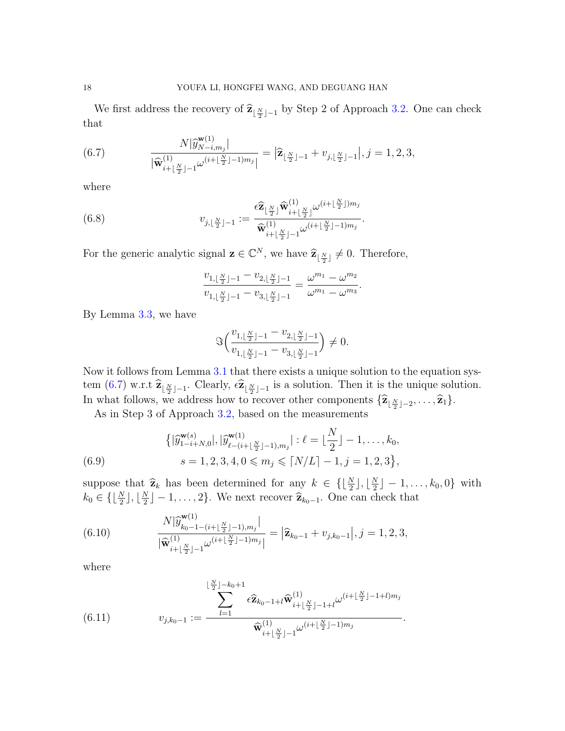We first address the recovery of $\widehat{\mathbf{z}}_{\lfloor \frac{N}{2}\rfloor -1}$ by Step 2 of Approach 3.2. One can check that

$$\frac{N|\widehat{y}^{\mathbf{w}(1)}_{N-i,m_j}|}{|\widehat{\mathbf{w}}^{(1)}_{i+\lfloor \frac{N}{2}\rfloor -1}\omega^{(i+\lfloor \frac{N}{2}\rfloor -1)m_j}|} = \big|\widehat{\mathbf{z}}_{\lfloor \frac{N}{2}\rfloor -1} + v_{j,\lfloor \frac{N}{2}\rfloor -1}\big|, j=1,2,3, \tag{6.7}$$

where

$$v_{j,\lfloor \frac{N}{2}\rfloor -1} := \frac{\epsilon \widehat{\mathbf{z}}_{\lfloor \frac{N}{2}\rfloor}\widehat{\mathbf{w}}^{(1)}_{i+\lfloor \frac{N}{2}\rfloor}\omega^{(i+\lfloor \frac{N}{2}\rfloor)m_j}}{\widehat{\mathbf{w}}^{(1)}_{i+\lfloor \frac{N}{2}\rfloor -1}\omega^{(i+\lfloor \frac{N}{2}\rfloor -1)m_j}}. \tag{6.8}$$

For the generic analytic signal $\mathbf{z}\in\mathbb{C}^N$, we have $\widehat{\mathbf{z}}_{\lfloor \frac{N}{2}\rfloor}\neq 0$. Therefore,

$$\frac{v_{1,\lfloor \frac{N}{2}\rfloor -1} - v_{2,\lfloor \frac{N}{2}\rfloor -1}}{v_{1,\lfloor \frac{N}{2}\rfloor -1} - v_{3,\lfloor \frac{N}{2}\rfloor -1}} = \frac{\omega^{m_1}-\omega^{m_2}}{\omega^{m_1}-\omega^{m_3}}.$$

By Lemma 3.3, we have

$$\Im\Big(\frac{v_{1,\lfloor \frac{N}{2}\rfloor -1} - v_{2,\lfloor \frac{N}{2}\rfloor -1}}{v_{1,\lfloor \frac{N}{2}\rfloor -1} - v_{3,\lfloor \frac{N}{2}\rfloor -1}}\Big)\neq 0.$$

Now it follows from Lemma 3.1 that there exists a unique solution to the equation system (6.7) w.r.t $\widehat{\mathbf{z}}_{\lfloor \frac{N}{2}\rfloor -1}$. Clearly, $\epsilon\widehat{\mathbf{z}}_{\lfloor \frac{N}{2}\rfloor -1}$ is a solution. Then it is the unique solution. In what follows, we address how to recover other components $\{\widehat{\mathbf{z}}_{\lfloor \frac{N}{2}\rfloor -2},\ldots,\widehat{\mathbf{z}}_1\}$.

As in Step 3 of Approach 3.2, based on the measurements

$$\begin{aligned}&\big\{|\widehat{y}^{\mathbf{w}(s)}_{1-i+N,0}|, |\widehat{y}^{\mathbf{w}(1)}_{\ell-(i+\lfloor \frac{N}{2}\rfloor -1),m_j}| : \ell = \lfloor \frac{N}{2}\rfloor -1,\ldots,k_0,\\ &\qquad s=1,2,3,4, 0\leqslant m_j\leqslant \lceil N/L\rceil -1, j=1,2,3\big\},\end{aligned} \tag{6.9}$$

suppose that $\widehat{\mathbf{z}}_k$ has been determined for any $k\in\{\lfloor \frac{N}{2}\rfloor, \lfloor \frac{N}{2}\rfloor -1,\ldots,k_0,0\}$ with $k_0\in\{\lfloor \frac{N}{2}\rfloor, \lfloor \frac{N}{2}\rfloor -1,\ldots,2\}$. We next recover $\widehat{\mathbf{z}}_{k_0-1}$. One can check that

$$\frac{N|\widehat{y}^{\mathbf{w}(1)}_{k_0-1-(i+\lfloor \frac{N}{2}\rfloor -1),m_j}|}{|\widehat{\mathbf{w}}^{(1)}_{i+\lfloor \frac{N}{2}\rfloor -1}\omega^{(i+\lfloor \frac{N}{2}\rfloor -1)m_j}|} = \big|\widehat{\mathbf{z}}_{k_0-1} + v_{j,k_0-1}\big|, j=1,2,3, \tag{6.10}$$

where

$$v_{j,k_0-1} := \frac{\displaystyle\sum_{l=1}^{\lfloor \frac{N}{2}\rfloor -k_0+1} \epsilon\widehat{\mathbf{z}}_{k_0-1+l}\widehat{\mathbf{w}}^{(1)}_{i+\lfloor \frac{N}{2}\rfloor -1+l}\omega^{(i+\lfloor \frac{N}{2}\rfloor -1+l)m_j}}{\widehat{\mathbf{w}}^{(1)}_{i+\lfloor \frac{N}{2}\rfloor -1}\omega^{(i+\lfloor \frac{N}{2}\rfloor -1)m_j}}. \tag{6.11}$$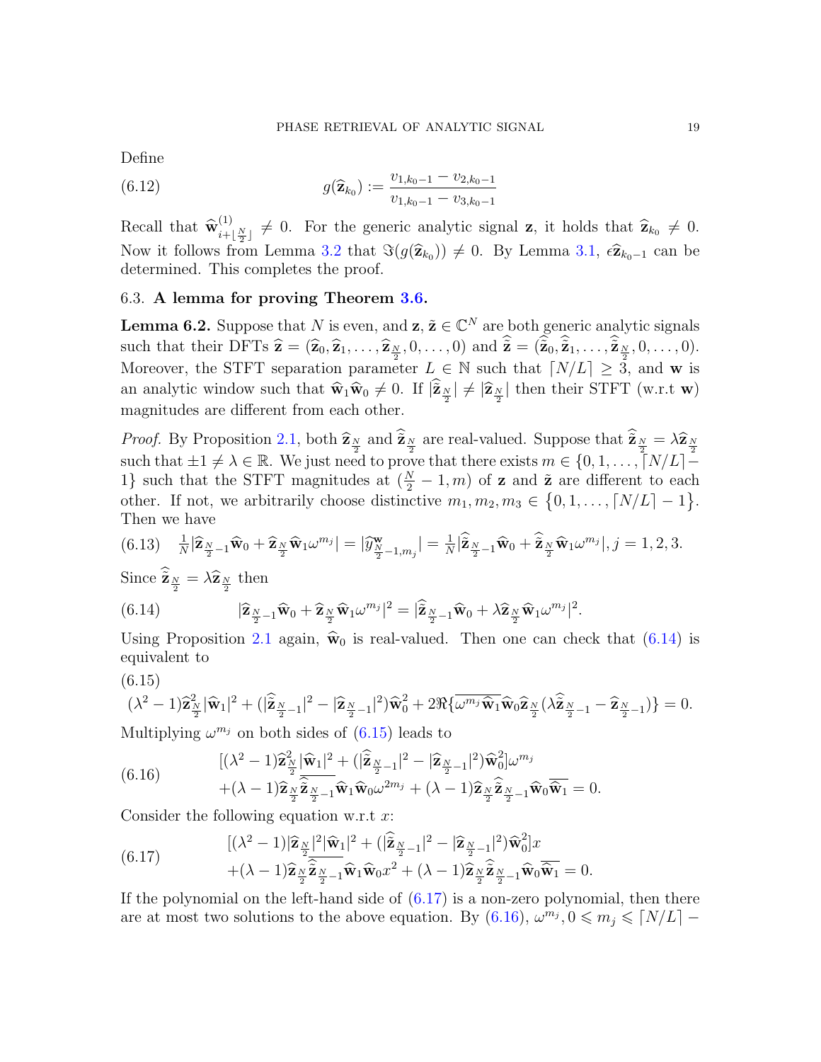Define

$$g(\widehat{\mathbf{z}}_{k_0}) := \frac{v_{1,k_0-1} - v_{2,k_0-1}}{v_{1,k_0-1} - v_{3,k_0-1}} \tag{6.12}$$

Recall that $\widehat{\mathbf{w}}^{(1)}_{i+\lfloor \frac{N}{2} \rfloor} \neq 0$. For the generic analytic signal $\mathbf{z}$, it holds that $\widehat{\mathbf{z}}_{k_0} \neq 0$. Now it follows from Lemma 3.2 that $\Im(g(\widehat{\mathbf{z}}_{k_0})) \neq 0$. By Lemma 3.1, $\epsilon \widehat{\mathbf{z}}_{k_0-1}$ can be determined. This completes the proof.

### 6.3. A lemma for proving Theorem 3.6.

**Lemma 6.2.** Suppose that $N$ is even, and $\mathbf{z}, \tilde{\mathbf{z}} \in \mathbb{C}^N$ are both generic analytic signals such that their DFTs $\widehat{\mathbf{z}} = (\widehat{\mathbf{z}}_0, \widehat{\mathbf{z}}_1, \ldots, \widehat{\mathbf{z}}_{\frac{N}{2}}, 0, \ldots, 0)$ and $\widehat{\tilde{\mathbf{z}}} = (\widehat{\tilde{\mathbf{z}}}_0, \widehat{\tilde{\mathbf{z}}}_1, \ldots, \widehat{\tilde{\mathbf{z}}}_{\frac{N}{2}}, 0, \ldots, 0)$. Moreover, the STFT separation parameter $L \in \mathbb{N}$ such that $\lceil N/L \rceil \geq 3$, and $\mathbf{w}$ is an analytic window such that $\widehat{\mathbf{w}}_1 \widehat{\mathbf{w}}_0 \neq 0$. If $|\widehat{\tilde{\mathbf{z}}}_{\frac{N}{2}}| \neq |\widehat{\mathbf{z}}_{\frac{N}{2}}|$ then their STFT (w.r.t $\mathbf{w}$) magnitudes are different from each other.

*Proof.* By Proposition 2.1, both $\widehat{\mathbf{z}}_{\frac{N}{2}}$ and $\widehat{\tilde{\mathbf{z}}}_{\frac{N}{2}}$ are real-valued. Suppose that $\widehat{\tilde{\mathbf{z}}}_{\frac{N}{2}} = \lambda \widehat{\mathbf{z}}_{\frac{N}{2}}$ such that $\pm 1 \neq \lambda \in \mathbb{R}$. We just need to prove that there exists $m \in \{0, 1, \ldots, \lceil N/L \rceil - 1\}$ such that the STFT magnitudes at $(\frac{N}{2} - 1, m)$ of $\mathbf{z}$ and $\tilde{\mathbf{z}}$ are different to each other. If not, we arbitrarily choose distinctive $m_1, m_2, m_3 \in \{0, 1, \ldots, \lceil N/L \rceil - 1\}$. Then we have

$$\tfrac{1}{N} |\widehat{\mathbf{z}}_{\frac{N}{2}-1} \widehat{\mathbf{w}}_0 + \widehat{\mathbf{z}}_{\frac{N}{2}} \widehat{\mathbf{w}}_1 \omega^{m_j}| = |\widehat{y}^{\mathbf{w}}_{\frac{N}{2}-1, m_j}| = \tfrac{1}{N} |\widehat{\tilde{\mathbf{z}}}_{\frac{N}{2}-1} \widehat{\mathbf{w}}_0 + \widehat{\tilde{\mathbf{z}}}_{\frac{N}{2}} \widehat{\mathbf{w}}_1 \omega^{m_j}|, j = 1, 2, 3. \tag{6.13}$$

Since $\widehat{\tilde{\mathbf{z}}}_{\frac{N}{2}} = \lambda \widehat{\mathbf{z}}_{\frac{N}{2}}$ then

$$|\widehat{\mathbf{z}}_{\frac{N}{2}-1} \widehat{\mathbf{w}}_0 + \widehat{\mathbf{z}}_{\frac{N}{2}} \widehat{\mathbf{w}}_1 \omega^{m_j}|^2 = |\widehat{\tilde{\mathbf{z}}}_{\frac{N}{2}-1} \widehat{\mathbf{w}}_0 + \lambda \widehat{\mathbf{z}}_{\frac{N}{2}} \widehat{\mathbf{w}}_1 \omega^{m_j}|^2. \tag{6.14}$$

Using Proposition 2.1 again, $\widehat{\mathbf{w}}_0$ is real-valued. Then one can check that (6.14) is equivalent to

$$(\lambda^2 - 1) \widehat{\mathbf{z}}^2_{\frac{N}{2}} |\widehat{\mathbf{w}}_1|^2 + (|\widehat{\tilde{\mathbf{z}}}_{\frac{N}{2}-1}|^2 - |\widehat{\mathbf{z}}_{\frac{N}{2}-1}|^2) \widehat{\mathbf{w}}_0^2 + 2\Re\{\overline{\omega^{m_j} \widehat{\mathbf{w}}_1} \widehat{\mathbf{w}}_0 \widehat{\mathbf{z}}_{\frac{N}{2}} (\lambda \widehat{\tilde{\mathbf{z}}}_{\frac{N}{2}-1} - \widehat{\mathbf{z}}_{\frac{N}{2}-1})\} = 0. \tag{6.15}$$

Multiplying $\omega^{m_j}$ on both sides of (6.15) leads to

$$\begin{aligned} &[(\lambda^2 - 1) \widehat{\mathbf{z}}^2_{\frac{N}{2}} |\widehat{\mathbf{w}}_1|^2 + (|\widehat{\tilde{\mathbf{z}}}_{\frac{N}{2}-1}|^2 - |\widehat{\mathbf{z}}_{\frac{N}{2}-1}|^2) \widehat{\mathbf{w}}_0^2] \omega^{m_j} \\ &+ (\lambda - 1) \widehat{\mathbf{z}}_{\frac{N}{2}} \overline{\widehat{\tilde{\mathbf{z}}}_{\frac{N}{2}-1}} \widehat{\mathbf{w}}_1 \widehat{\mathbf{w}}_0 \omega^{2m_j} + (\lambda - 1) \widehat{\mathbf{z}}_{\frac{N}{2}} \widehat{\tilde{\mathbf{z}}}_{\frac{N}{2}-1} \widehat{\mathbf{w}}_0 \overline{\widehat{\mathbf{w}}_1} = 0. \end{aligned} \tag{6.16}$$

Consider the following equation w.r.t $x$:

$$\begin{aligned} &[(\lambda^2 - 1) |\widehat{\mathbf{z}}_{\frac{N}{2}}|^2 |\widehat{\mathbf{w}}_1|^2 + (|\widehat{\tilde{\mathbf{z}}}_{\frac{N}{2}-1}|^2 - |\widehat{\mathbf{z}}_{\frac{N}{2}-1}|^2) \widehat{\mathbf{w}}_0^2] x \\ &+ (\lambda - 1) \widehat{\mathbf{z}}_{\frac{N}{2}} \overline{\widehat{\tilde{\mathbf{z}}}_{\frac{N}{2}-1}} \widehat{\mathbf{w}}_1 \widehat{\mathbf{w}}_0 x^2 + (\lambda - 1) \widehat{\mathbf{z}}_{\frac{N}{2}} \widehat{\tilde{\mathbf{z}}}_{\frac{N}{2}-1} \widehat{\mathbf{w}}_0 \overline{\widehat{\mathbf{w}}_1} = 0. \end{aligned} \tag{6.17}$$

If the polynomial on the left-hand side of (6.17) is a non-zero polynomial, then there are at most two solutions to the above equation. By (6.16), $\omega^{m_j}, 0 \leqslant m_j \leqslant \lceil N/L \rceil -$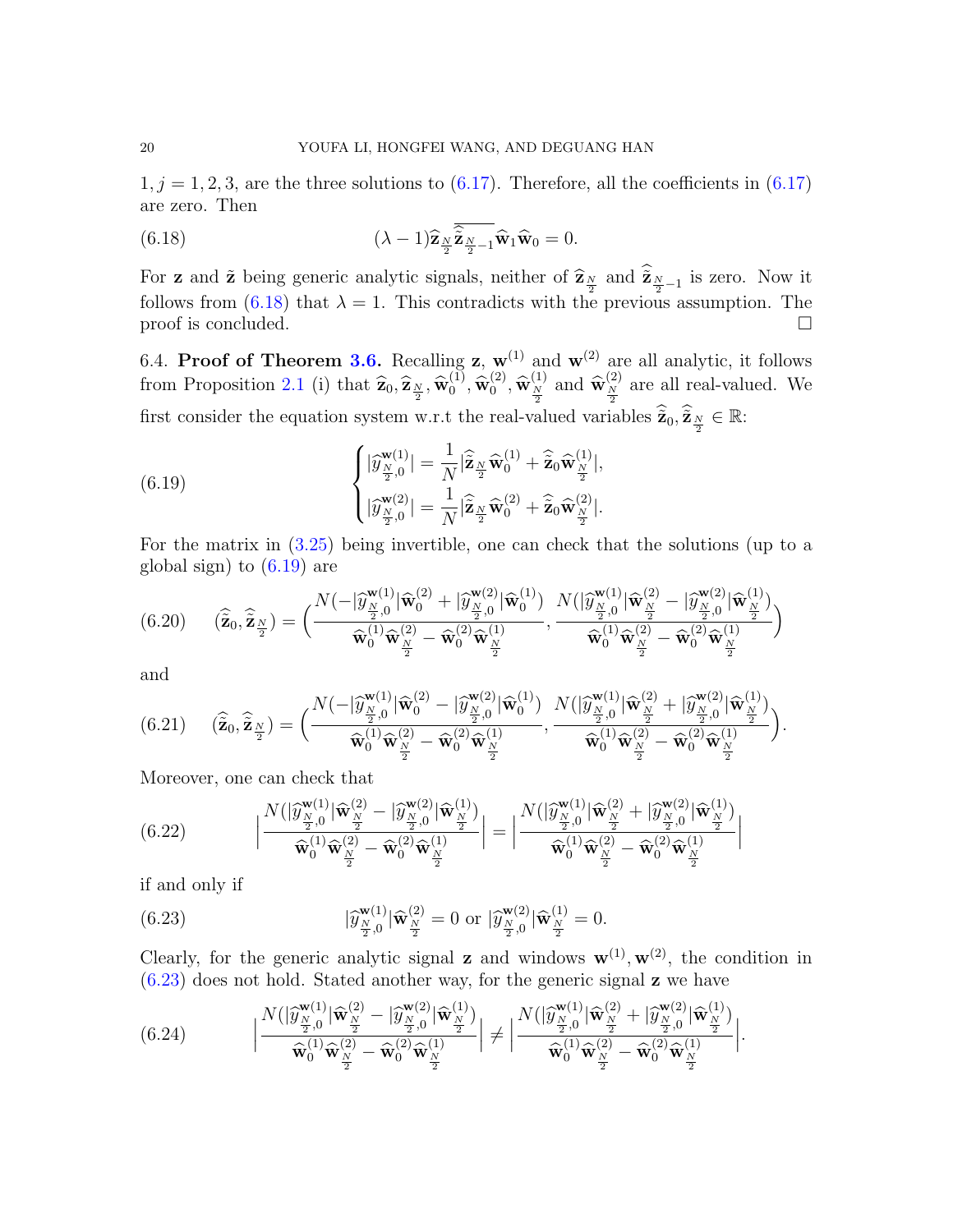$1, j = 1, 2, 3$, are the three solutions to (6.17). Therefore, all the coefficients in (6.17) are zero. Then

$$(\lambda - 1)\widehat{\mathbf{z}}_{\frac{N}{2}}\overline{\widehat{\tilde{\mathbf{z}}}_{\frac{N}{2}-1}}\widehat{\mathbf{w}}_1\widehat{\mathbf{w}}_0 = 0. \tag{6.18}$$

For $\mathbf{z}$ and $\tilde{\mathbf{z}}$ being generic analytic signals, neither of $\widehat{\mathbf{z}}_{\frac{N}{2}}$ and $\widehat{\tilde{\mathbf{z}}}_{\frac{N}{2}-1}$ is zero. Now it follows from (6.18) that $\lambda = 1$. This contradicts with the previous assumption. The proof is concluded. $\square$

6.4. **Proof of Theorem 3.6.** Recalling $\mathbf{z}$, $\mathbf{w}^{(1)}$ and $\mathbf{w}^{(2)}$ are all analytic, it follows from Proposition 2.1 (i) that $\widehat{\mathbf{z}}_0, \widehat{\mathbf{z}}_{\frac{N}{2}}, \widehat{\mathbf{w}}_0^{(1)}, \widehat{\mathbf{w}}_0^{(2)}, \widehat{\mathbf{w}}_{\frac{N}{2}}^{(1)}$ and $\widehat{\mathbf{w}}_{\frac{N}{2}}^{(2)}$ are all real-valued. We first consider the equation system w.r.t the real-valued variables $\widehat{\tilde{\mathbf{z}}}_0, \widehat{\tilde{\mathbf{z}}}_{\frac{N}{2}} \in \mathbb{R}$:

$$\begin{cases} |\widehat{y}^{\mathbf{w}^{(1)}}_{\frac{N}{2},0}| = \dfrac{1}{N}|\widehat{\tilde{\mathbf{z}}}_{\frac{N}{2}}\widehat{\mathbf{w}}_0^{(1)} + \widehat{\tilde{\mathbf{z}}}_0\widehat{\mathbf{w}}_{\frac{N}{2}}^{(1)}|, \\ |\widehat{y}^{\mathbf{w}^{(2)}}_{\frac{N}{2},0}| = \dfrac{1}{N}|\widehat{\tilde{\mathbf{z}}}_{\frac{N}{2}}\widehat{\mathbf{w}}_0^{(2)} + \widehat{\tilde{\mathbf{z}}}_0\widehat{\mathbf{w}}_{\frac{N}{2}}^{(2)}|. \end{cases} \tag{6.19}$$

For the matrix in (3.25) being invertible, one can check that the solutions (up to a global sign) to (6.19) are

$$(\widehat{\tilde{\mathbf{z}}}_0, \widehat{\tilde{\mathbf{z}}}_{\frac{N}{2}}) = \Big(\frac{N(-|\widehat{y}^{\mathbf{w}^{(1)}}_{\frac{N}{2},0}|\widehat{\mathbf{w}}_0^{(2)} + |\widehat{y}^{\mathbf{w}^{(2)}}_{\frac{N}{2},0}|\widehat{\mathbf{w}}_0^{(1)})}{\widehat{\mathbf{w}}_0^{(1)}\widehat{\mathbf{w}}_{\frac{N}{2}}^{(2)} - \widehat{\mathbf{w}}_0^{(2)}\widehat{\mathbf{w}}_{\frac{N}{2}}^{(1)}}, \frac{N(|\widehat{y}^{\mathbf{w}^{(1)}}_{\frac{N}{2},0}|\widehat{\mathbf{w}}_{\frac{N}{2}}^{(2)} - |\widehat{y}^{\mathbf{w}^{(2)}}_{\frac{N}{2},0}|\widehat{\mathbf{w}}_{\frac{N}{2}}^{(1)})}{\widehat{\mathbf{w}}_0^{(1)}\widehat{\mathbf{w}}_{\frac{N}{2}}^{(2)} - \widehat{\mathbf{w}}_0^{(2)}\widehat{\mathbf{w}}_{\frac{N}{2}}^{(1)}}\Big) \tag{6.20}$$

and

$$(\widehat{\tilde{\mathbf{z}}}_0, \widehat{\tilde{\mathbf{z}}}_{\frac{N}{2}}) = \Big(\frac{N(-|\widehat{y}^{\mathbf{w}^{(1)}}_{\frac{N}{2},0}|\widehat{\mathbf{w}}_0^{(2)} - |\widehat{y}^{\mathbf{w}^{(2)}}_{\frac{N}{2},0}|\widehat{\mathbf{w}}_0^{(1)})}{\widehat{\mathbf{w}}_0^{(1)}\widehat{\mathbf{w}}_{\frac{N}{2}}^{(2)} - \widehat{\mathbf{w}}_0^{(2)}\widehat{\mathbf{w}}_{\frac{N}{2}}^{(1)}}, \frac{N(|\widehat{y}^{\mathbf{w}^{(1)}}_{\frac{N}{2},0}|\widehat{\mathbf{w}}_{\frac{N}{2}}^{(2)} + |\widehat{y}^{\mathbf{w}^{(2)}}_{\frac{N}{2},0}|\widehat{\mathbf{w}}_{\frac{N}{2}}^{(1)})}{\widehat{\mathbf{w}}_0^{(1)}\widehat{\mathbf{w}}_{\frac{N}{2}}^{(2)} - \widehat{\mathbf{w}}_0^{(2)}\widehat{\mathbf{w}}_{\frac{N}{2}}^{(1)}}\Big). \tag{6.21}$$

Moreover, one can check that

$$\Big|\frac{N(|\widehat{y}^{\mathbf{w}^{(1)}}_{\frac{N}{2},0}|\widehat{\mathbf{w}}_{\frac{N}{2}}^{(2)} - |\widehat{y}^{\mathbf{w}^{(2)}}_{\frac{N}{2},0}|\widehat{\mathbf{w}}_{\frac{N}{2}}^{(1)})}{\widehat{\mathbf{w}}_0^{(1)}\widehat{\mathbf{w}}_{\frac{N}{2}}^{(2)} - \widehat{\mathbf{w}}_0^{(2)}\widehat{\mathbf{w}}_{\frac{N}{2}}^{(1)}}\Big| = \Big|\frac{N(|\widehat{y}^{\mathbf{w}^{(1)}}_{\frac{N}{2},0}|\widehat{\mathbf{w}}_{\frac{N}{2}}^{(2)} + |\widehat{y}^{\mathbf{w}^{(2)}}_{\frac{N}{2},0}|\widehat{\mathbf{w}}_{\frac{N}{2}}^{(1)})}{\widehat{\mathbf{w}}_0^{(1)}\widehat{\mathbf{w}}_{\frac{N}{2}}^{(2)} - \widehat{\mathbf{w}}_0^{(2)}\widehat{\mathbf{w}}_{\frac{N}{2}}^{(1)}}\Big| \tag{6.22}$$

if and only if

$$|\widehat{y}^{\mathbf{w}^{(1)}}_{\frac{N}{2},0}|\widehat{\mathbf{w}}_{\frac{N}{2}}^{(2)} = 0 \text{ or } |\widehat{y}^{\mathbf{w}^{(2)}}_{\frac{N}{2},0}|\widehat{\mathbf{w}}_{\frac{N}{2}}^{(1)} = 0. \tag{6.23}$$

Clearly, for the generic analytic signal $\mathbf{z}$ and windows $\mathbf{w}^{(1)}, \mathbf{w}^{(2)}$, the condition in (6.23) does not hold. Stated another way, for the generic signal $\mathbf{z}$ we have

$$\Big|\frac{N(|\widehat{y}^{\mathbf{w}^{(1)}}_{\frac{N}{2},0}|\widehat{\mathbf{w}}_{\frac{N}{2}}^{(2)} - |\widehat{y}^{\mathbf{w}^{(2)}}_{\frac{N}{2},0}|\widehat{\mathbf{w}}_{\frac{N}{2}}^{(1)})}{\widehat{\mathbf{w}}_0^{(1)}\widehat{\mathbf{w}}_{\frac{N}{2}}^{(2)} - \widehat{\mathbf{w}}_0^{(2)}\widehat{\mathbf{w}}_{\frac{N}{2}}^{(1)}}\Big| \neq \Big|\frac{N(|\widehat{y}^{\mathbf{w}^{(1)}}_{\frac{N}{2},0}|\widehat{\mathbf{w}}_{\frac{N}{2}}^{(2)} + |\widehat{y}^{\mathbf{w}^{(2)}}_{\frac{N}{2},0}|\widehat{\mathbf{w}}_{\frac{N}{2}}^{(1)})}{\widehat{\mathbf{w}}_0^{(1)}\widehat{\mathbf{w}}_{\frac{N}{2}}^{(2)} - \widehat{\mathbf{w}}_0^{(2)}\widehat{\mathbf{w}}_{\frac{N}{2}}^{(1)}}\Big|. \tag{6.24}$$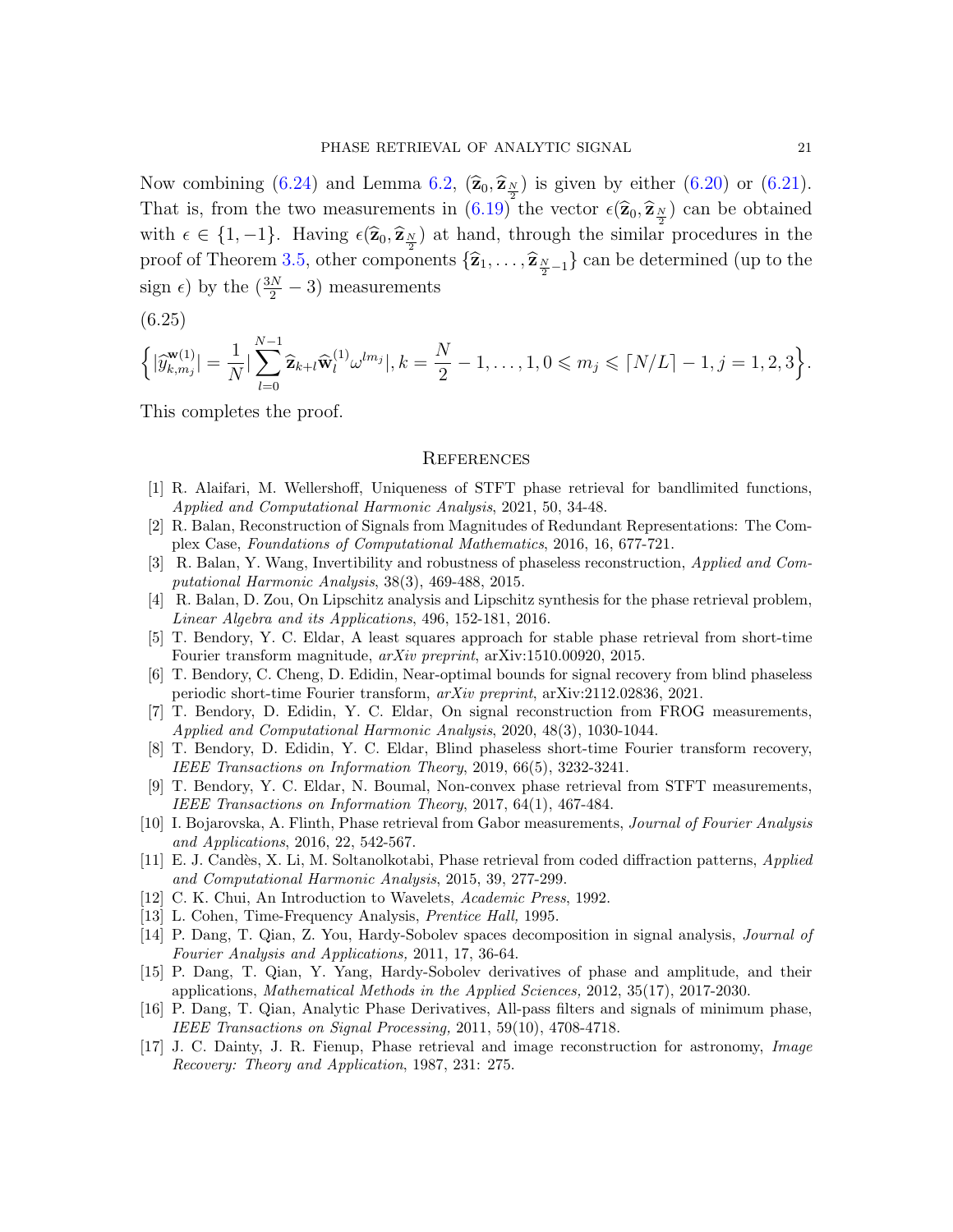Now combining (6.24) and Lemma 6.2, $(\widehat{\mathbf{z}}_0, \widehat{\mathbf{z}}_{\frac{N}{2}})$ is given by either (6.20) or (6.21). That is, from the two measurements in (6.19) the vector $\epsilon(\widehat{\mathbf{z}}_0, \widehat{\mathbf{z}}_{\frac{N}{2}})$ can be obtained with $\epsilon \in \{1, -1\}$. Having $\epsilon(\widehat{\mathbf{z}}_0, \widehat{\mathbf{z}}_{\frac{N}{2}})$ at hand, through the similar procedures in the proof of Theorem 3.5, other components $\{\widehat{\mathbf{z}}_1, \ldots, \widehat{\mathbf{z}}_{\frac{N}{2}-1}\}$ can be determined (up to the sign $\epsilon$) by the $(\frac{3N}{2} - 3)$ measurements

(6.25)

$$\Big\{|\widehat{y}^{\mathbf{w}(1)}_{k,m_j}| = \frac{1}{N}|\sum_{l=0}^{N-1} \widehat{\mathbf{z}}_{k+l}\widehat{\mathbf{w}}^{(1)}_l \omega^{lm_j}|, k = \frac{N}{2} - 1, \ldots, 1, 0 \leqslant m_j \leqslant \lceil N/L \rceil - 1, j = 1, 2, 3\Big\}.$$

This completes the proof.

## References

[1] R. Alaifari, M. Wellershoff, Uniqueness of STFT phase retrieval for bandlimited functions, *Applied and Computational Harmonic Analysis*, 2021, 50, 34-48.

[2] R. Balan, Reconstruction of Signals from Magnitudes of Redundant Representations: The Complex Case, *Foundations of Computational Mathematics*, 2016, 16, 677-721.

[3] R. Balan, Y. Wang, Invertibility and robustness of phaseless reconstruction, *Applied and Computational Harmonic Analysis*, 38(3), 469-488, 2015.

[4] R. Balan, D. Zou, On Lipschitz analysis and Lipschitz synthesis for the phase retrieval problem, *Linear Algebra and its Applications*, 496, 152-181, 2016.

[5] T. Bendory, Y. C. Eldar, A least squares approach for stable phase retrieval from short-time Fourier transform magnitude, *arXiv preprint*, arXiv:1510.00920, 2015.

[6] T. Bendory, C. Cheng, D. Edidin, Near-optimal bounds for signal recovery from blind phaseless periodic short-time Fourier transform, *arXiv preprint*, arXiv:2112.02836, 2021.

[7] T. Bendory, D. Edidin, Y. C. Eldar, On signal reconstruction from FROG measurements, *Applied and Computational Harmonic Analysis*, 2020, 48(3), 1030-1044.

[8] T. Bendory, D. Edidin, Y. C. Eldar, Blind phaseless short-time Fourier transform recovery, *IEEE Transactions on Information Theory*, 2019, 66(5), 3232-3241.

[9] T. Bendory, Y. C. Eldar, N. Boumal, Non-convex phase retrieval from STFT measurements, *IEEE Transactions on Information Theory*, 2017, 64(1), 467-484.

[10] I. Bojarovska, A. Flinth, Phase retrieval from Gabor measurements, *Journal of Fourier Analysis and Applications*, 2016, 22, 542-567.

[11] E. J. Candès, X. Li, M. Soltanolkotabi, Phase retrieval from coded diffraction patterns, *Applied and Computational Harmonic Analysis*, 2015, 39, 277-299.

[12] C. K. Chui, An Introduction to Wavelets, *Academic Press*, 1992.

[13] L. Cohen, Time-Frequency Analysis, *Prentice Hall,* 1995.

[14] P. Dang, T. Qian, Z. You, Hardy-Sobolev spaces decomposition in signal analysis, *Journal of Fourier Analysis and Applications,* 2011, 17, 36-64.

[15] P. Dang, T. Qian, Y. Yang, Hardy-Sobolev derivatives of phase and amplitude, and their applications, *Mathematical Methods in the Applied Sciences,* 2012, 35(17), 2017-2030.

[16] P. Dang, T. Qian, Analytic Phase Derivatives, All-pass filters and signals of minimum phase, *IEEE Transactions on Signal Processing,* 2011, 59(10), 4708-4718.

[17] J. C. Dainty, J. R. Fienup, Phase retrieval and image reconstruction for astronomy, *Image Recovery: Theory and Application*, 1987, 231: 275.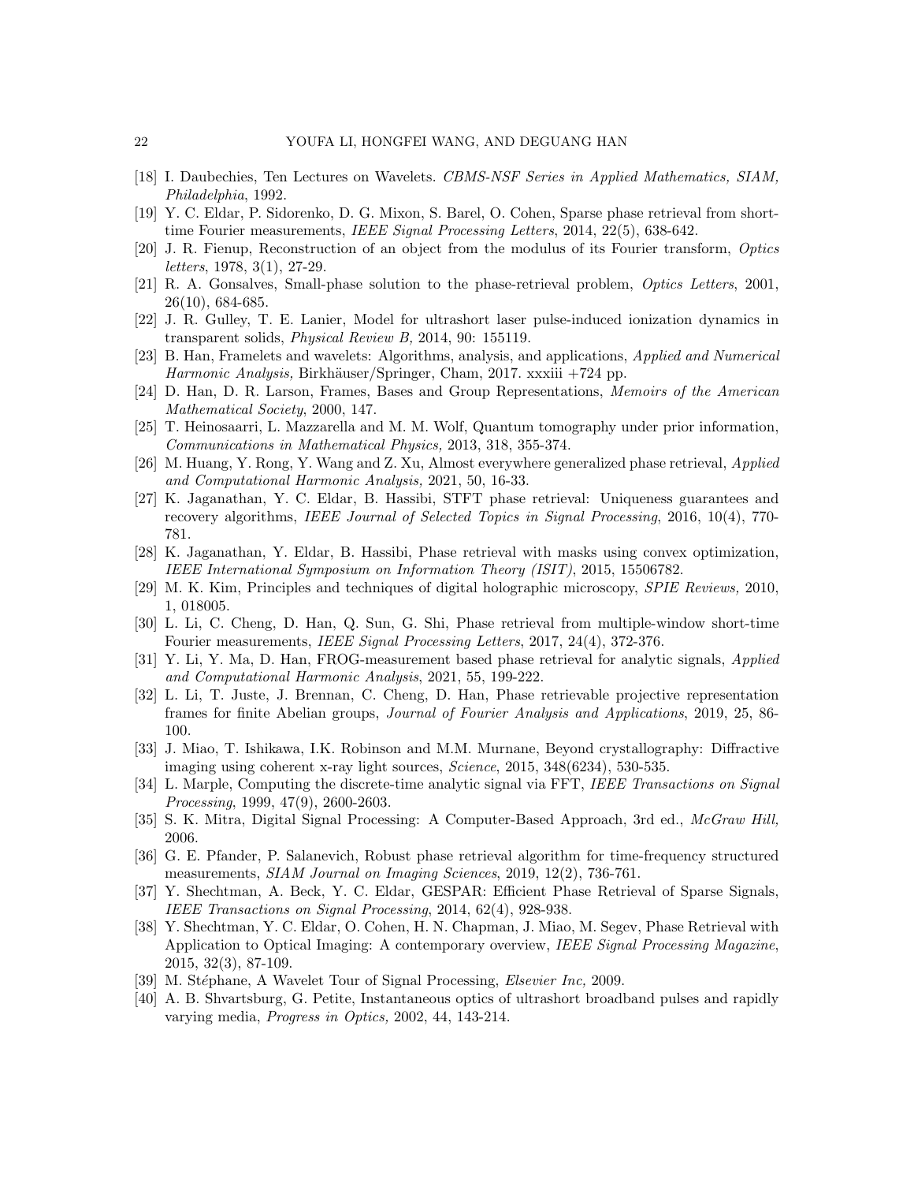[18] I. Daubechies, Ten Lectures on Wavelets. *CBMS-NSF Series in Applied Mathematics, SIAM, Philadelphia*, 1992.

[19] Y. C. Eldar, P. Sidorenko, D. G. Mixon, S. Barel, O. Cohen, Sparse phase retrieval from short-time Fourier measurements, *IEEE Signal Processing Letters*, 2014, 22(5), 638-642.

[20] J. R. Fienup, Reconstruction of an object from the modulus of its Fourier transform, *Optics letters*, 1978, 3(1), 27-29.

[21] R. A. Gonsalves, Small-phase solution to the phase-retrieval problem, *Optics Letters*, 2001, 26(10), 684-685.

[22] J. R. Gulley, T. E. Lanier, Model for ultrashort laser pulse-induced ionization dynamics in transparent solids, *Physical Review B,* 2014, 90: 155119.

[23] B. Han, Framelets and wavelets: Algorithms, analysis, and applications, *Applied and Numerical Harmonic Analysis,* Birkhäuser/Springer, Cham, 2017. xxxiii +724 pp.

[24] D. Han, D. R. Larson, Frames, Bases and Group Representations, *Memoirs of the American Mathematical Society*, 2000, 147.

[25] T. Heinosaarri, L. Mazzarella and M. M. Wolf, Quantum tomography under prior information, *Communications in Mathematical Physics,* 2013, 318, 355-374.

[26] M. Huang, Y. Rong, Y. Wang and Z. Xu, Almost everywhere generalized phase retrieval, *Applied and Computational Harmonic Analysis,* 2021, 50, 16-33.

[27] K. Jaganathan, Y. C. Eldar, B. Hassibi, STFT phase retrieval: Uniqueness guarantees and recovery algorithms, *IEEE Journal of Selected Topics in Signal Processing*, 2016, 10(4), 770-781.

[28] K. Jaganathan, Y. Eldar, B. Hassibi, Phase retrieval with masks using convex optimization, *IEEE International Symposium on Information Theory (ISIT)*, 2015, 15506782.

[29] M. K. Kim, Principles and techniques of digital holographic microscopy, *SPIE Reviews,* 2010, 1, 018005.

[30] L. Li, C. Cheng, D. Han, Q. Sun, G. Shi, Phase retrieval from multiple-window short-time Fourier measurements, *IEEE Signal Processing Letters*, 2017, 24(4), 372-376.

[31] Y. Li, Y. Ma, D. Han, FROG-measurement based phase retrieval for analytic signals, *Applied and Computational Harmonic Analysis*, 2021, 55, 199-222.

[32] L. Li, T. Juste, J. Brennan, C. Cheng, D. Han, Phase retrievable projective representation frames for finite Abelian groups, *Journal of Fourier Analysis and Applications*, 2019, 25, 86-100.

[33] J. Miao, T. Ishikawa, I.K. Robinson and M.M. Murnane, Beyond crystallography: Diffractive imaging using coherent x-ray light sources, *Science*, 2015, 348(6234), 530-535.

[34] L. Marple, Computing the discrete-time analytic signal via FFT, *IEEE Transactions on Signal Processing*, 1999, 47(9), 2600-2603.

[35] S. K. Mitra, Digital Signal Processing: A Computer-Based Approach, 3rd ed., *McGraw Hill,* 2006.

[36] G. E. Pfander, P. Salanevich, Robust phase retrieval algorithm for time-frequency structured measurements, *SIAM Journal on Imaging Sciences*, 2019, 12(2), 736-761.

[37] Y. Shechtman, A. Beck, Y. C. Eldar, GESPAR: Efficient Phase Retrieval of Sparse Signals, *IEEE Transactions on Signal Processing*, 2014, 62(4), 928-938.

[38] Y. Shechtman, Y. C. Eldar, O. Cohen, H. N. Chapman, J. Miao, M. Segev, Phase Retrieval with Application to Optical Imaging: A contemporary overview, *IEEE Signal Processing Magazine*, 2015, 32(3), 87-109.

[39] M. Stéphane, A Wavelet Tour of Signal Processing, *Elsevier Inc,* 2009.

[40] A. B. Shvartsburg, G. Petite, Instantaneous optics of ultrashort broadband pulses and rapidly varying media, *Progress in Optics,* 2002, 44, 143-214.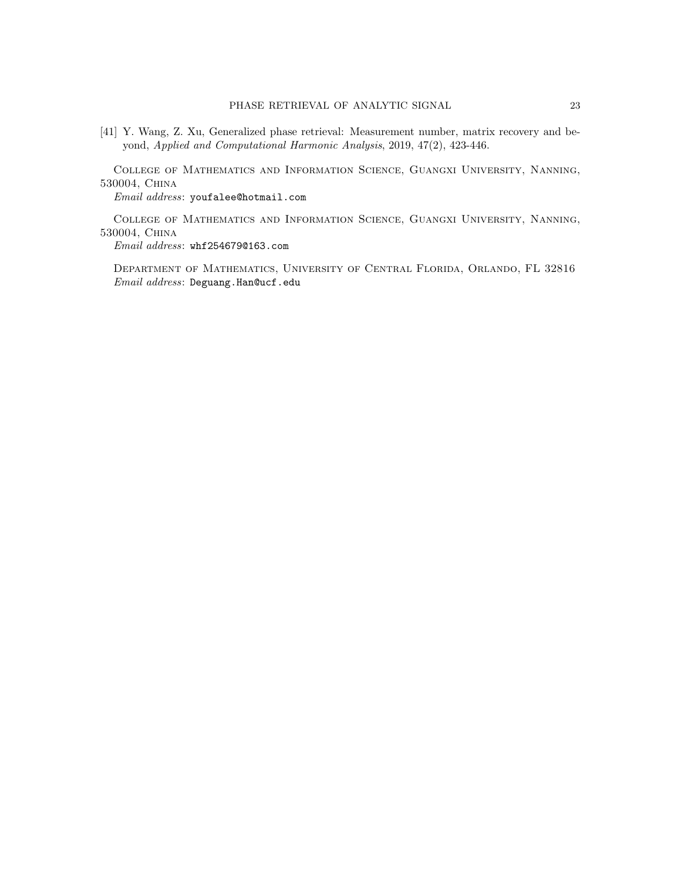[41] Y. Wang, Z. Xu, Generalized phase retrieval: Measurement number, matrix recovery and beyond, *Applied and Computational Harmonic Analysis*, 2019, 47(2), 423-446.

College of Mathematics and Information Science, Guangxi University, Nanning, 530004, China

*Email address*: `youfalee@hotmail.com`

College of Mathematics and Information Science, Guangxi University, Nanning, 530004, China

*Email address*: `whf254679@163.com`

Department of Mathematics, University of Central Florida, Orlando, FL 32816

*Email address*: `Deguang.Han@ucf.edu`